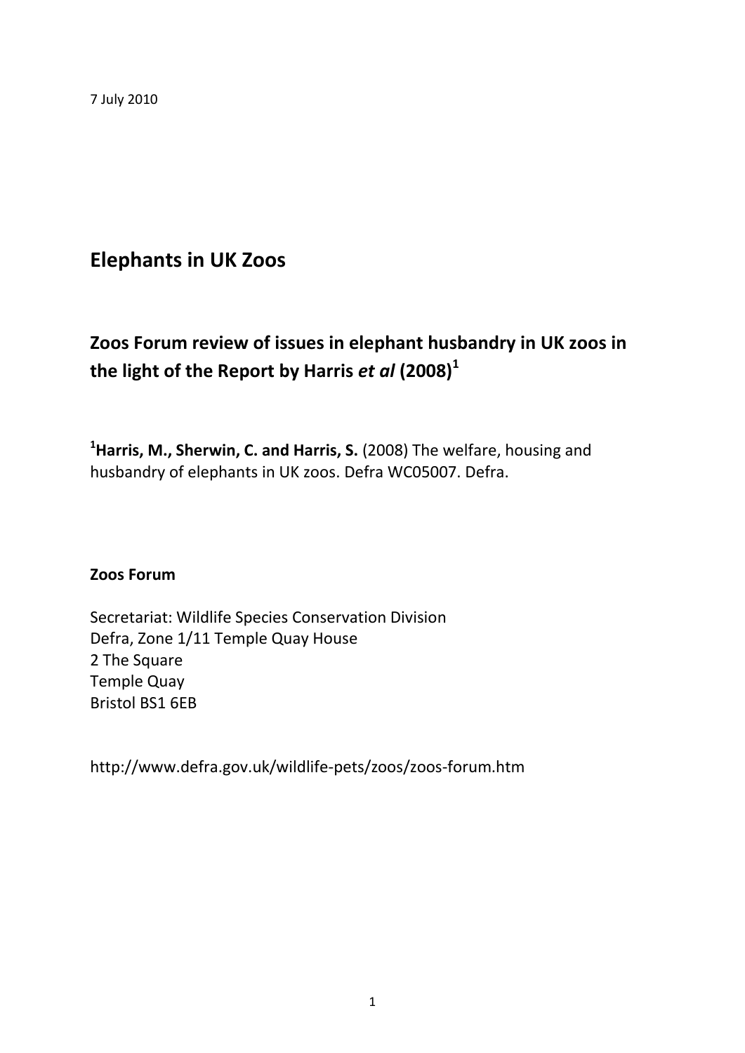7 July 2010

# Elephants in UK Zoos

## Zoos Forum review of issues in elephant husbandry in UK zoos in the light of the Report by Harris *et al* (2008)[1]

[1]**Harris, M., Sherwin, C. and Harris, S.** (2008) The welfare, housing and husbandry of elephants in UK zoos. Defra WC05007. Defra.

**Zoos Forum**

Secretariat: Wildlife Species Conservation Division
Defra, Zone 1/11 Temple Quay House
2 The Square
Temple Quay
Bristol BS1 6EB

http://www.defra.gov.uk/wildlife-pets/zoos/zoos-forum.htm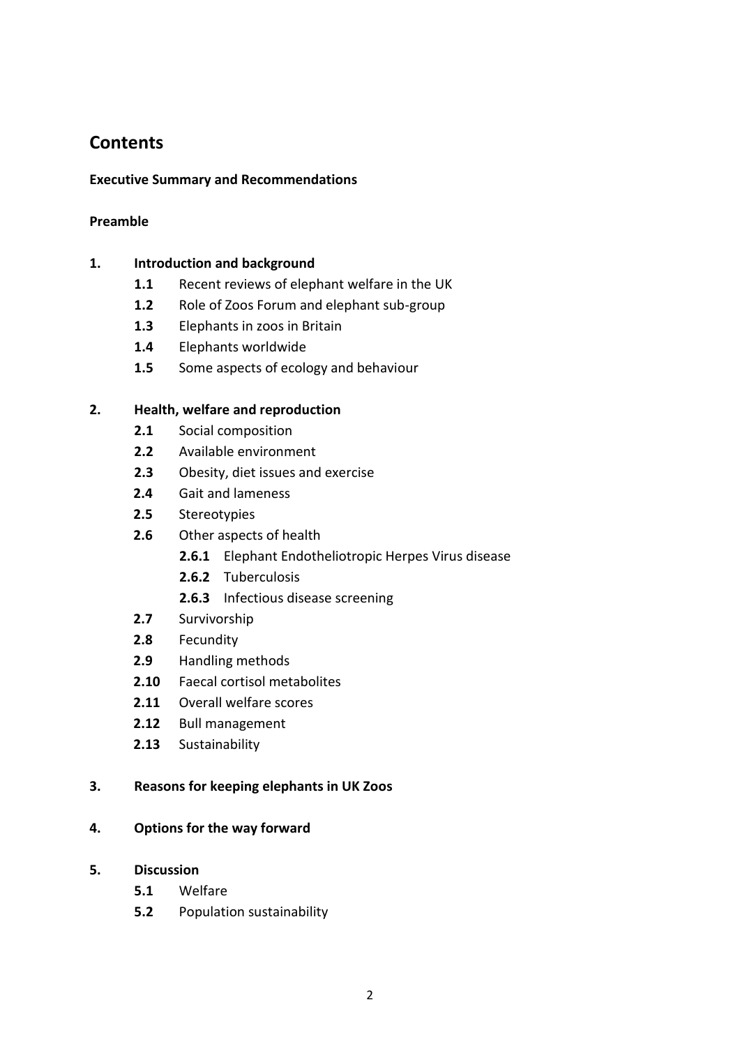## Contents

**Executive Summary and Recommendations**

**Preamble**

**1. Introduction and background**

- **1.1** Recent reviews of elephant welfare in the UK
- **1.2** Role of Zoos Forum and elephant sub-group
- **1.3** Elephants in zoos in Britain
- **1.4** Elephants worldwide
- **1.5** Some aspects of ecology and behaviour

**2. Health, welfare and reproduction**

- **2.1** Social composition
- **2.2** Available environment
- **2.3** Obesity, diet issues and exercise
- **2.4** Gait and lameness
- **2.5** Stereotypies
- **2.6** Other aspects of health
  - **2.6.1** Elephant Endotheliotropic Herpes Virus disease
  - **2.6.2** Tuberculosis
  - **2.6.3** Infectious disease screening
- **2.7** Survivorship
- **2.8** Fecundity
- **2.9** Handling methods
- **2.10** Faecal cortisol metabolites
- **2.11** Overall welfare scores
- **2.12** Bull management
- **2.13** Sustainability

**3. Reasons for keeping elephants in UK Zoos**

**4. Options for the way forward**

**5. Discussion**

- **5.1** Welfare
- **5.2** Population sustainability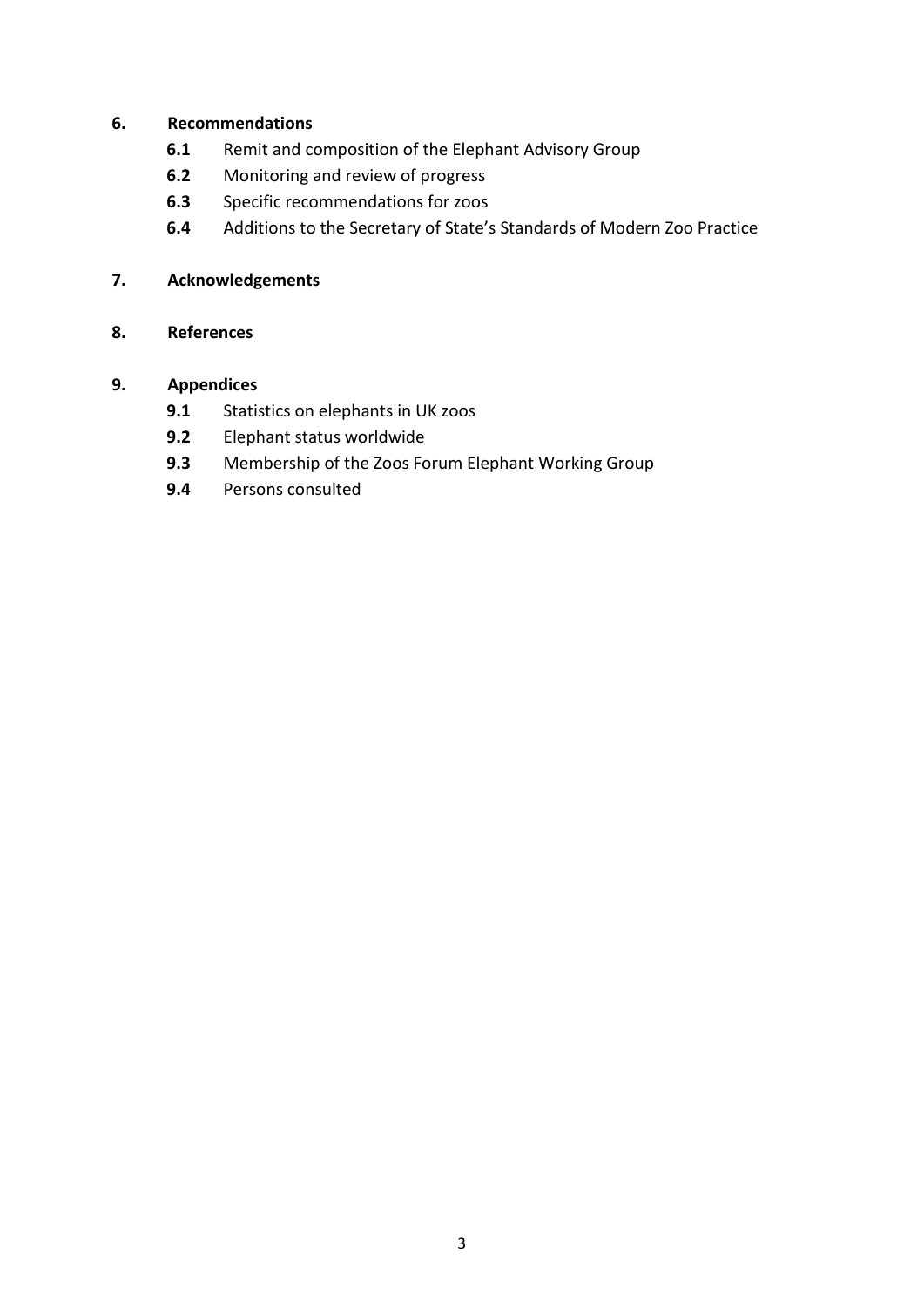**6. Recommendations**

- **6.1** Remit and composition of the Elephant Advisory Group
- **6.2** Monitoring and review of progress
- **6.3** Specific recommendations for zoos
- **6.4** Additions to the Secretary of State's Standards of Modern Zoo Practice

**7. Acknowledgements**

**8. References**

**9. Appendices**

- **9.1** Statistics on elephants in UK zoos
- **9.2** Elephant status worldwide
- **9.3** Membership of the Zoos Forum Elephant Working Group
- **9.4** Persons consulted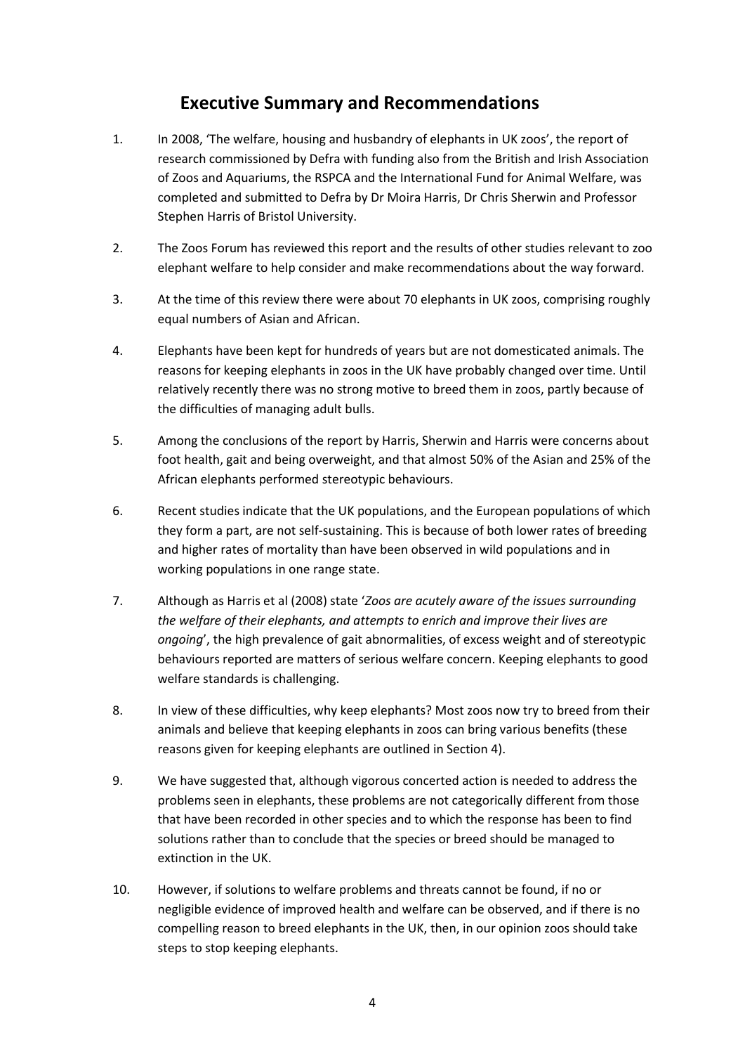# Executive Summary and Recommendations

1. In 2008, 'The welfare, housing and husbandry of elephants in UK zoos', the report of research commissioned by Defra with funding also from the British and Irish Association of Zoos and Aquariums, the RSPCA and the International Fund for Animal Welfare, was completed and submitted to Defra by Dr Moira Harris, Dr Chris Sherwin and Professor Stephen Harris of Bristol University.

2. The Zoos Forum has reviewed this report and the results of other studies relevant to zoo elephant welfare to help consider and make recommendations about the way forward.

3. At the time of this review there were about 70 elephants in UK zoos, comprising roughly equal numbers of Asian and African.

4. Elephants have been kept for hundreds of years but are not domesticated animals. The reasons for keeping elephants in zoos in the UK have probably changed over time. Until relatively recently there was no strong motive to breed them in zoos, partly because of the difficulties of managing adult bulls.

5. Among the conclusions of the report by Harris, Sherwin and Harris were concerns about foot health, gait and being overweight, and that almost 50% of the Asian and 25% of the African elephants performed stereotypic behaviours.

6. Recent studies indicate that the UK populations, and the European populations of which they form a part, are not self-sustaining. This is because of both lower rates of breeding and higher rates of mortality than have been observed in wild populations and in working populations in one range state.

7. Although as Harris et al (2008) state '*Zoos are acutely aware of the issues surrounding the welfare of their elephants, and attempts to enrich and improve their lives are ongoing*', the high prevalence of gait abnormalities, of excess weight and of stereotypic behaviours reported are matters of serious welfare concern. Keeping elephants to good welfare standards is challenging.

8. In view of these difficulties, why keep elephants? Most zoos now try to breed from their animals and believe that keeping elephants in zoos can bring various benefits (these reasons given for keeping elephants are outlined in Section 4).

9. We have suggested that, although vigorous concerted action is needed to address the problems seen in elephants, these problems are not categorically different from those that have been recorded in other species and to which the response has been to find solutions rather than to conclude that the species or breed should be managed to extinction in the UK.

10. However, if solutions to welfare problems and threats cannot be found, if no or negligible evidence of improved health and welfare can be observed, and if there is no compelling reason to breed elephants in the UK, then, in our opinion zoos should take steps to stop keeping elephants.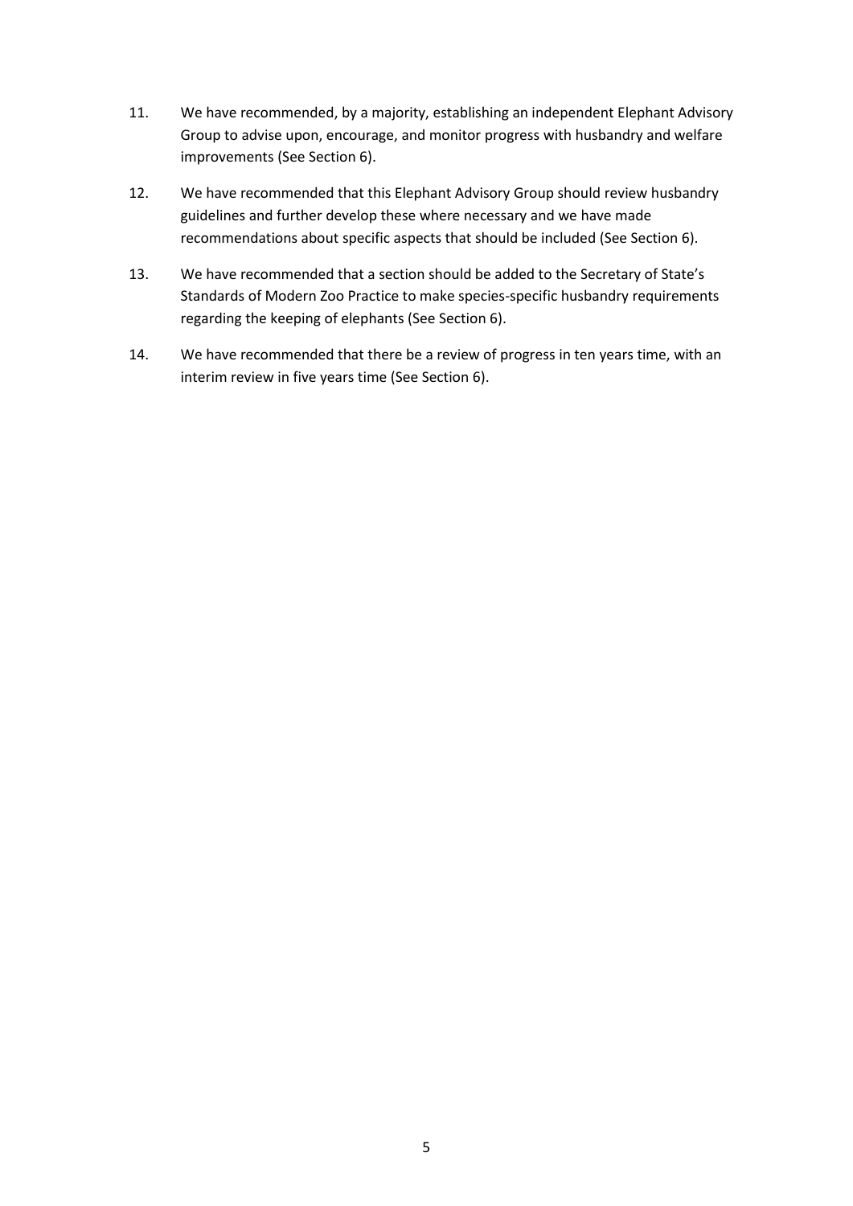11. We have recommended, by a majority, establishing an independent Elephant Advisory Group to advise upon, encourage, and monitor progress with husbandry and welfare improvements (See Section 6).

12. We have recommended that this Elephant Advisory Group should review husbandry guidelines and further develop these where necessary and we have made recommendations about specific aspects that should be included (See Section 6).

13. We have recommended that a section should be added to the Secretary of State's Standards of Modern Zoo Practice to make species-specific husbandry requirements regarding the keeping of elephants (See Section 6).

14. We have recommended that there be a review of progress in ten years time, with an interim review in five years time (See Section 6).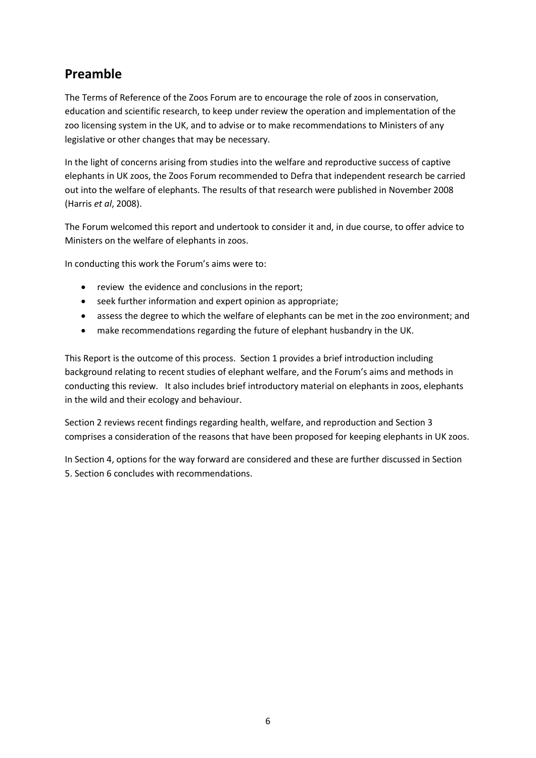## Preamble

The Terms of Reference of the Zoos Forum are to encourage the role of zoos in conservation, education and scientific research, to keep under review the operation and implementation of the zoo licensing system in the UK, and to advise or to make recommendations to Ministers of any legislative or other changes that may be necessary.

In the light of concerns arising from studies into the welfare and reproductive success of captive elephants in UK zoos, the Zoos Forum recommended to Defra that independent research be carried out into the welfare of elephants. The results of that research were published in November 2008 (Harris *et al*, 2008).

The Forum welcomed this report and undertook to consider it and, in due course, to offer advice to Ministers on the welfare of elephants in zoos.

In conducting this work the Forum's aims were to:

- review the evidence and conclusions in the report;
- seek further information and expert opinion as appropriate;
- assess the degree to which the welfare of elephants can be met in the zoo environment; and
- make recommendations regarding the future of elephant husbandry in the UK.

This Report is the outcome of this process. Section 1 provides a brief introduction including background relating to recent studies of elephant welfare, and the Forum's aims and methods in conducting this review. It also includes brief introductory material on elephants in zoos, elephants in the wild and their ecology and behaviour.

Section 2 reviews recent findings regarding health, welfare, and reproduction and Section 3 comprises a consideration of the reasons that have been proposed for keeping elephants in UK zoos.

In Section 4, options for the way forward are considered and these are further discussed in Section 5. Section 6 concludes with recommendations.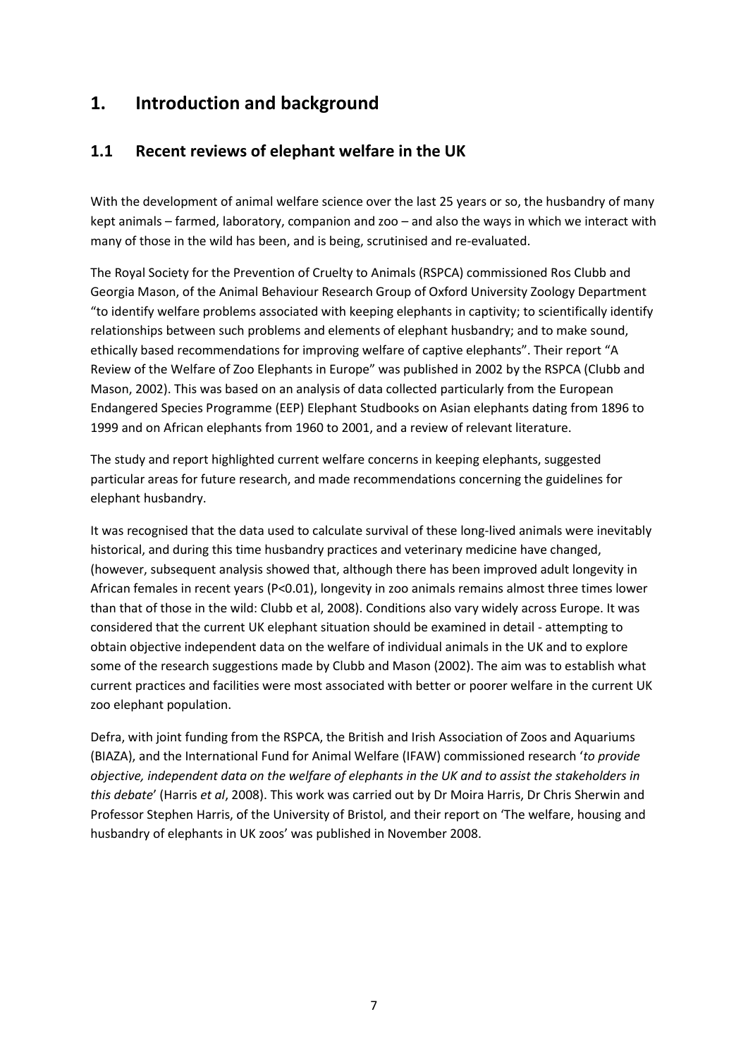# 1. Introduction and background

## 1.1 Recent reviews of elephant welfare in the UK

With the development of animal welfare science over the last 25 years or so, the husbandry of many kept animals – farmed, laboratory, companion and zoo – and also the ways in which we interact with many of those in the wild has been, and is being, scrutinised and re-evaluated.

The Royal Society for the Prevention of Cruelty to Animals (RSPCA) commissioned Ros Clubb and Georgia Mason, of the Animal Behaviour Research Group of Oxford University Zoology Department "to identify welfare problems associated with keeping elephants in captivity; to scientifically identify relationships between such problems and elements of elephant husbandry; and to make sound, ethically based recommendations for improving welfare of captive elephants". Their report "A Review of the Welfare of Zoo Elephants in Europe" was published in 2002 by the RSPCA (Clubb and Mason, 2002). This was based on an analysis of data collected particularly from the European Endangered Species Programme (EEP) Elephant Studbooks on Asian elephants dating from 1896 to 1999 and on African elephants from 1960 to 2001, and a review of relevant literature.

The study and report highlighted current welfare concerns in keeping elephants, suggested particular areas for future research, and made recommendations concerning the guidelines for elephant husbandry.

It was recognised that the data used to calculate survival of these long-lived animals were inevitably historical, and during this time husbandry practices and veterinary medicine have changed, (however, subsequent analysis showed that, although there has been improved adult longevity in African females in recent years ($P<0.01$), longevity in zoo animals remains almost three times lower than that of those in the wild: Clubb et al, 2008). Conditions also vary widely across Europe. It was considered that the current UK elephant situation should be examined in detail - attempting to obtain objective independent data on the welfare of individual animals in the UK and to explore some of the research suggestions made by Clubb and Mason (2002). The aim was to establish what current practices and facilities were most associated with better or poorer welfare in the current UK zoo elephant population.

Defra, with joint funding from the RSPCA, the British and Irish Association of Zoos and Aquariums (BIAZA), and the International Fund for Animal Welfare (IFAW) commissioned research '*to provide objective, independent data on the welfare of elephants in the UK and to assist the stakeholders in this debate*' (Harris *et al*, 2008). This work was carried out by Dr Moira Harris, Dr Chris Sherwin and Professor Stephen Harris, of the University of Bristol, and their report on 'The welfare, housing and husbandry of elephants in UK zoos' was published in November 2008.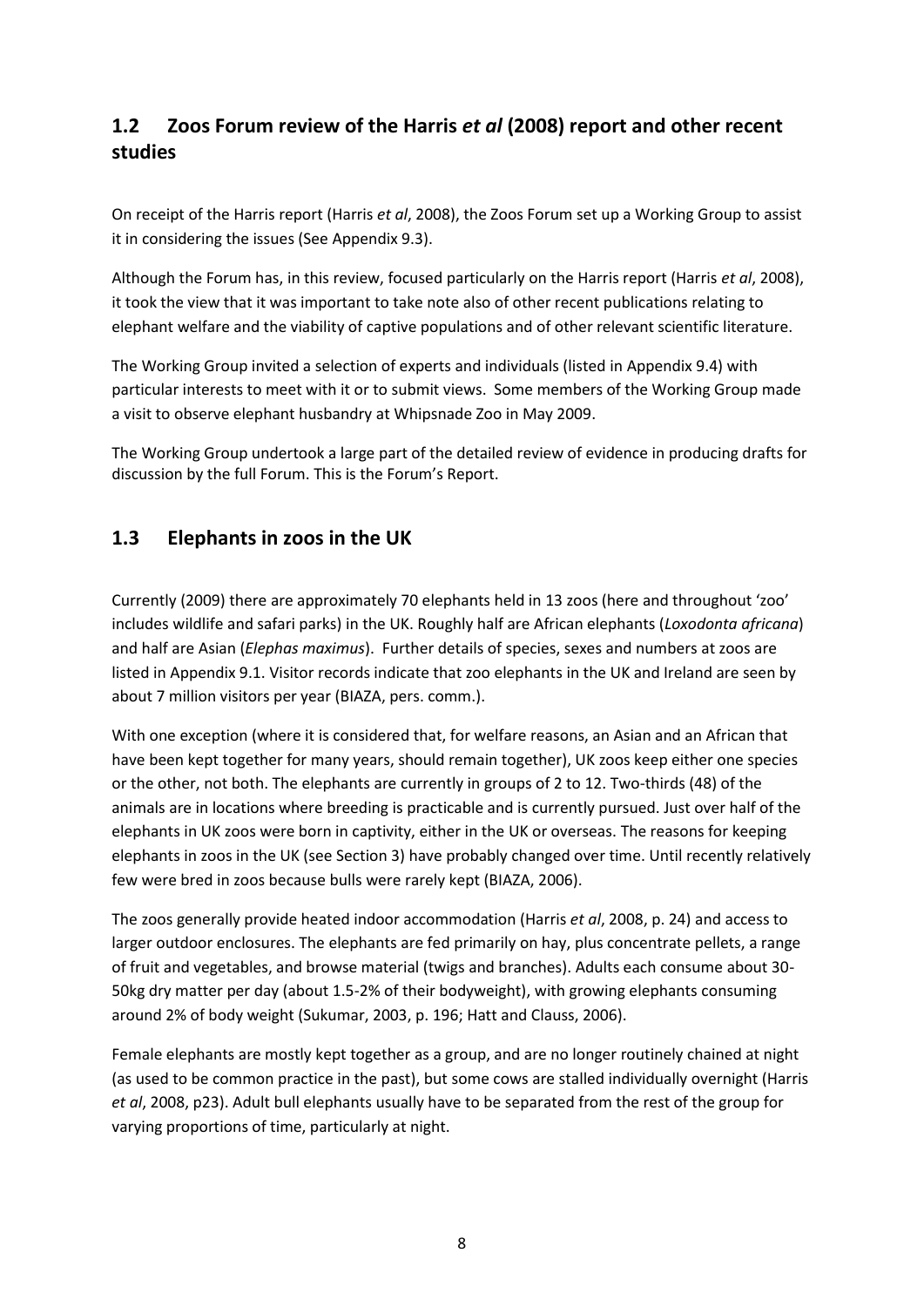## 1.2 Zoos Forum review of the Harris *et al* (2008) report and other recent studies

On receipt of the Harris report (Harris *et al*, 2008), the Zoos Forum set up a Working Group to assist it in considering the issues (See Appendix 9.3).

Although the Forum has, in this review, focused particularly on the Harris report (Harris *et al*, 2008), it took the view that it was important to take note also of other recent publications relating to elephant welfare and the viability of captive populations and of other relevant scientific literature.

The Working Group invited a selection of experts and individuals (listed in Appendix 9.4) with particular interests to meet with it or to submit views. Some members of the Working Group made a visit to observe elephant husbandry at Whipsnade Zoo in May 2009.

The Working Group undertook a large part of the detailed review of evidence in producing drafts for discussion by the full Forum. This is the Forum's Report.

## 1.3 Elephants in zoos in the UK

Currently (2009) there are approximately 70 elephants held in 13 zoos (here and throughout 'zoo' includes wildlife and safari parks) in the UK. Roughly half are African elephants (*Loxodonta africana*) and half are Asian (*Elephas maximus*). Further details of species, sexes and numbers at zoos are listed in Appendix 9.1. Visitor records indicate that zoo elephants in the UK and Ireland are seen by about 7 million visitors per year (BIAZA, pers. comm.).

With one exception (where it is considered that, for welfare reasons, an Asian and an African that have been kept together for many years, should remain together), UK zoos keep either one species or the other, not both. The elephants are currently in groups of 2 to 12. Two-thirds (48) of the animals are in locations where breeding is practicable and is currently pursued. Just over half of the elephants in UK zoos were born in captivity, either in the UK or overseas. The reasons for keeping elephants in zoos in the UK (see Section 3) have probably changed over time. Until recently relatively few were bred in zoos because bulls were rarely kept (BIAZA, 2006).

The zoos generally provide heated indoor accommodation (Harris *et al*, 2008, p. 24) and access to larger outdoor enclosures. The elephants are fed primarily on hay, plus concentrate pellets, a range of fruit and vegetables, and browse material (twigs and branches). Adults each consume about 30-50kg dry matter per day (about 1.5-2% of their bodyweight), with growing elephants consuming around 2% of body weight (Sukumar, 2003, p. 196; Hatt and Clauss, 2006).

Female elephants are mostly kept together as a group, and are no longer routinely chained at night (as used to be common practice in the past), but some cows are stalled individually overnight (Harris *et al*, 2008, p23). Adult bull elephants usually have to be separated from the rest of the group for varying proportions of time, particularly at night.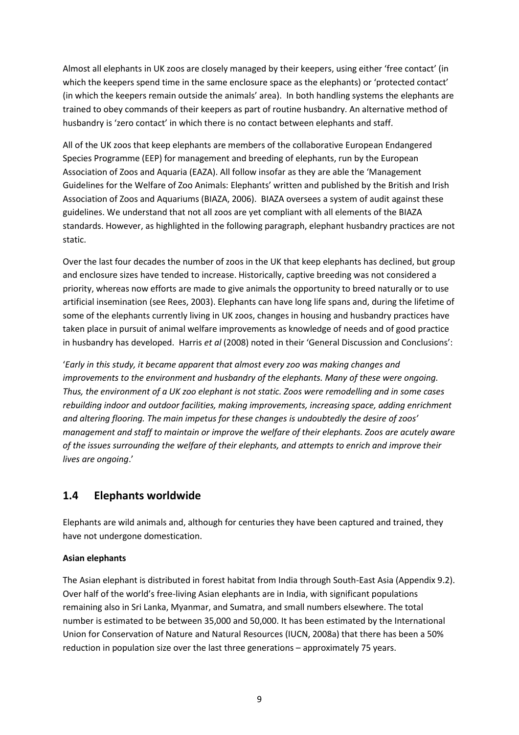Almost all elephants in UK zoos are closely managed by their keepers, using either 'free contact' (in which the keepers spend time in the same enclosure space as the elephants) or 'protected contact' (in which the keepers remain outside the animals' area). In both handling systems the elephants are trained to obey commands of their keepers as part of routine husbandry. An alternative method of husbandry is 'zero contact' in which there is no contact between elephants and staff.

All of the UK zoos that keep elephants are members of the collaborative European Endangered Species Programme (EEP) for management and breeding of elephants, run by the European Association of Zoos and Aquaria (EAZA). All follow insofar as they are able the 'Management Guidelines for the Welfare of Zoo Animals: Elephants' written and published by the British and Irish Association of Zoos and Aquariums (BIAZA, 2006). BIAZA oversees a system of audit against these guidelines. We understand that not all zoos are yet compliant with all elements of the BIAZA standards. However, as highlighted in the following paragraph, elephant husbandry practices are not static.

Over the last four decades the number of zoos in the UK that keep elephants has declined, but group and enclosure sizes have tended to increase. Historically, captive breeding was not considered a priority, whereas now efforts are made to give animals the opportunity to breed naturally or to use artificial insemination (see Rees, 2003). Elephants can have long life spans and, during the lifetime of some of the elephants currently living in UK zoos, changes in housing and husbandry practices have taken place in pursuit of animal welfare improvements as knowledge of needs and of good practice in husbandry has developed. Harris *et al* (2008) noted in their 'General Discussion and Conclusions':

'*Early in this study, it became apparent that almost every zoo was making changes and improvements to the environment and husbandry of the elephants. Many of these were ongoing. Thus, the environment of a UK zoo elephant is not static. Zoos were remodelling and in some cases rebuilding indoor and outdoor facilities, making improvements, increasing space, adding enrichment and altering flooring. The main impetus for these changes is undoubtedly the desire of zoos' management and staff to maintain or improve the welfare of their elephants. Zoos are acutely aware of the issues surrounding the welfare of their elephants, and attempts to enrich and improve their lives are ongoing*.'

## 1.4 Elephants worldwide

Elephants are wild animals and, although for centuries they have been captured and trained, they have not undergone domestication.

**Asian elephants**

The Asian elephant is distributed in forest habitat from India through South-East Asia (Appendix 9.2). Over half of the world's free-living Asian elephants are in India, with significant populations remaining also in Sri Lanka, Myanmar, and Sumatra, and small numbers elsewhere. The total number is estimated to be between 35,000 and 50,000. It has been estimated by the International Union for Conservation of Nature and Natural Resources (IUCN, 2008a) that there has been a 50% reduction in population size over the last three generations – approximately 75 years.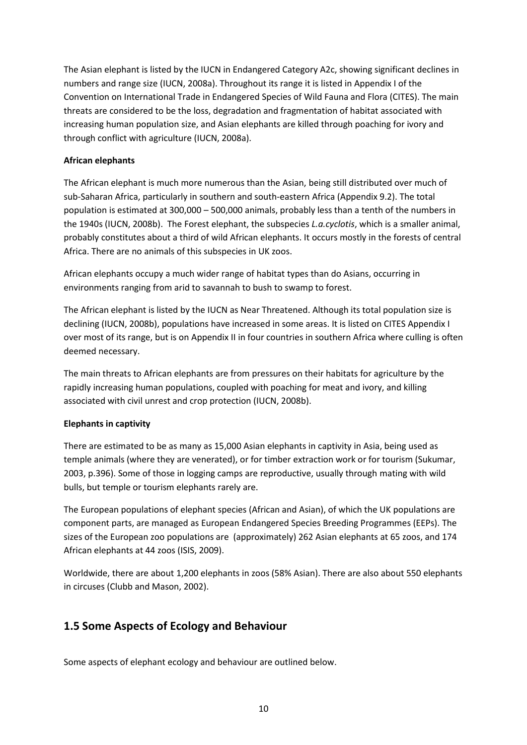The Asian elephant is listed by the IUCN in Endangered Category A2c, showing significant declines in numbers and range size (IUCN, 2008a). Throughout its range it is listed in Appendix I of the Convention on International Trade in Endangered Species of Wild Fauna and Flora (CITES). The main threats are considered to be the loss, degradation and fragmentation of habitat associated with increasing human population size, and Asian elephants are killed through poaching for ivory and through conflict with agriculture (IUCN, 2008a).

**African elephants**

The African elephant is much more numerous than the Asian, being still distributed over much of sub-Saharan Africa, particularly in southern and south-eastern Africa (Appendix 9.2). The total population is estimated at 300,000 – 500,000 animals, probably less than a tenth of the numbers in the 1940s (IUCN, 2008b). The Forest elephant, the subspecies *L.a.cyclotis*, which is a smaller animal, probably constitutes about a third of wild African elephants. It occurs mostly in the forests of central Africa. There are no animals of this subspecies in UK zoos.

African elephants occupy a much wider range of habitat types than do Asians, occurring in environments ranging from arid to savannah to bush to swamp to forest.

The African elephant is listed by the IUCN as Near Threatened. Although its total population size is declining (IUCN, 2008b), populations have increased in some areas. It is listed on CITES Appendix I over most of its range, but is on Appendix II in four countries in southern Africa where culling is often deemed necessary.

The main threats to African elephants are from pressures on their habitats for agriculture by the rapidly increasing human populations, coupled with poaching for meat and ivory, and killing associated with civil unrest and crop protection (IUCN, 2008b).

**Elephants in captivity**

There are estimated to be as many as 15,000 Asian elephants in captivity in Asia, being used as temple animals (where they are venerated), or for timber extraction work or for tourism (Sukumar, 2003, p.396). Some of those in logging camps are reproductive, usually through mating with wild bulls, but temple or tourism elephants rarely are.

The European populations of elephant species (African and Asian), of which the UK populations are component parts, are managed as European Endangered Species Breeding Programmes (EEPs). The sizes of the European zoo populations are (approximately) 262 Asian elephants at 65 zoos, and 174 African elephants at 44 zoos (ISIS, 2009).

Worldwide, there are about 1,200 elephants in zoos (58% Asian). There are also about 550 elephants in circuses (Clubb and Mason, 2002).

## 1.5 Some Aspects of Ecology and Behaviour

Some aspects of elephant ecology and behaviour are outlined below.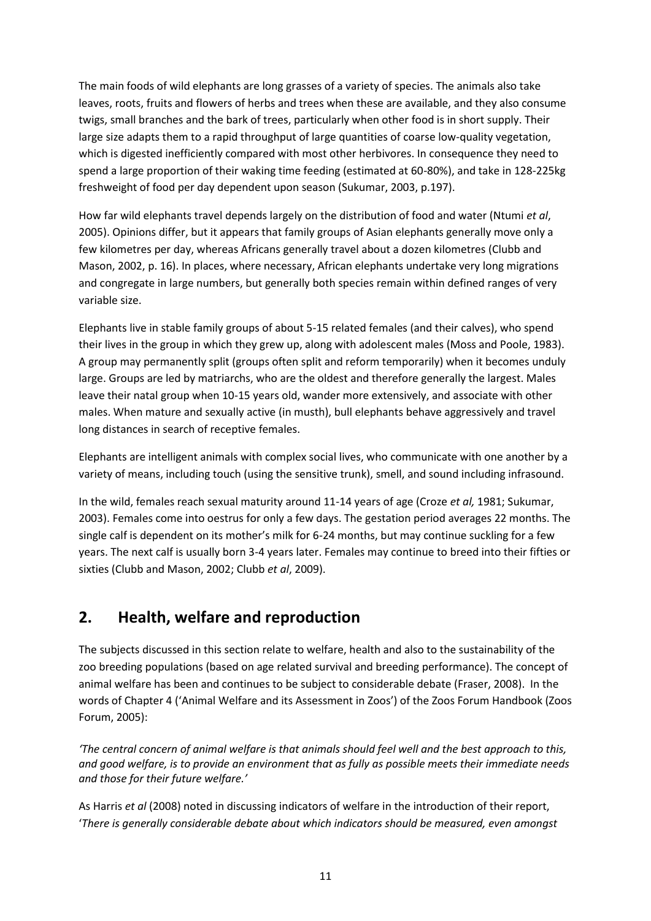The main foods of wild elephants are long grasses of a variety of species. The animals also take leaves, roots, fruits and flowers of herbs and trees when these are available, and they also consume twigs, small branches and the bark of trees, particularly when other food is in short supply. Their large size adapts them to a rapid throughput of large quantities of coarse low-quality vegetation, which is digested inefficiently compared with most other herbivores. In consequence they need to spend a large proportion of their waking time feeding (estimated at 60-80%), and take in 128-225kg freshweight of food per day dependent upon season (Sukumar, 2003, p.197).

How far wild elephants travel depends largely on the distribution of food and water (Ntumi *et al*, 2005). Opinions differ, but it appears that family groups of Asian elephants generally move only a few kilometres per day, whereas Africans generally travel about a dozen kilometres (Clubb and Mason, 2002, p. 16). In places, where necessary, African elephants undertake very long migrations and congregate in large numbers, but generally both species remain within defined ranges of very variable size.

Elephants live in stable family groups of about 5-15 related females (and their calves), who spend their lives in the group in which they grew up, along with adolescent males (Moss and Poole, 1983). A group may permanently split (groups often split and reform temporarily) when it becomes unduly large. Groups are led by matriarchs, who are the oldest and therefore generally the largest. Males leave their natal group when 10-15 years old, wander more extensively, and associate with other males. When mature and sexually active (in musth), bull elephants behave aggressively and travel long distances in search of receptive females.

Elephants are intelligent animals with complex social lives, who communicate with one another by a variety of means, including touch (using the sensitive trunk), smell, and sound including infrasound.

In the wild, females reach sexual maturity around 11-14 years of age (Croze *et al,* 1981; Sukumar, 2003). Females come into oestrus for only a few days. The gestation period averages 22 months. The single calf is dependent on its mother's milk for 6-24 months, but may continue suckling for a few years. The next calf is usually born 3-4 years later. Females may continue to breed into their fifties or sixties (Clubb and Mason, 2002; Clubb *et al*, 2009).

## 2. Health, welfare and reproduction

The subjects discussed in this section relate to welfare, health and also to the sustainability of the zoo breeding populations (based on age related survival and breeding performance). The concept of animal welfare has been and continues to be subject to considerable debate (Fraser, 2008). In the words of Chapter 4 ('Animal Welfare and its Assessment in Zoos') of the Zoos Forum Handbook (Zoos Forum, 2005):

*'The central concern of animal welfare is that animals should feel well and the best approach to this, and good welfare, is to provide an environment that as fully as possible meets their immediate needs and those for their future welfare.'*

As Harris *et al* (2008) noted in discussing indicators of welfare in the introduction of their report, '*There is generally considerable debate about which indicators should be measured, even amongst*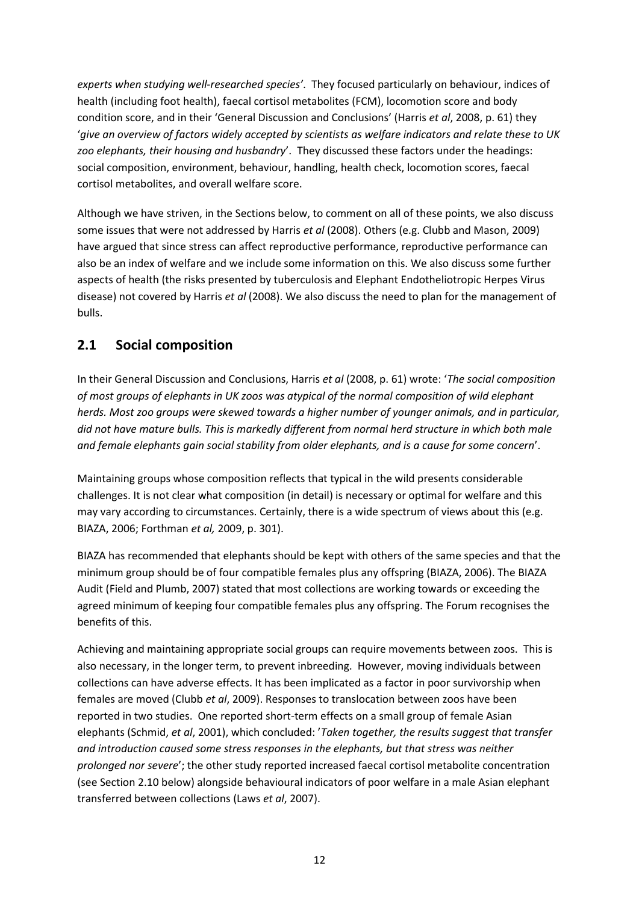*experts when studying well-researched species'*. They focused particularly on behaviour, indices of health (including foot health), faecal cortisol metabolites (FCM), locomotion score and body condition score, and in their 'General Discussion and Conclusions' (Harris *et al*, 2008, p. 61) they '*give an overview of factors widely accepted by scientists as welfare indicators and relate these to UK zoo elephants, their housing and husbandry*'. They discussed these factors under the headings: social composition, environment, behaviour, handling, health check, locomotion scores, faecal cortisol metabolites, and overall welfare score.

Although we have striven, in the Sections below, to comment on all of these points, we also discuss some issues that were not addressed by Harris *et al* (2008). Others (e.g. Clubb and Mason, 2009) have argued that since stress can affect reproductive performance, reproductive performance can also be an index of welfare and we include some information on this. We also discuss some further aspects of health (the risks presented by tuberculosis and Elephant Endotheliotropic Herpes Virus disease) not covered by Harris *et al* (2008). We also discuss the need to plan for the management of bulls.

## 2.1 Social composition

In their General Discussion and Conclusions, Harris *et al* (2008, p. 61) wrote: '*The social composition of most groups of elephants in UK zoos was atypical of the normal composition of wild elephant herds. Most zoo groups were skewed towards a higher number of younger animals, and in particular, did not have mature bulls. This is markedly different from normal herd structure in which both male and female elephants gain social stability from older elephants, and is a cause for some concern*'.

Maintaining groups whose composition reflects that typical in the wild presents considerable challenges. It is not clear what composition (in detail) is necessary or optimal for welfare and this may vary according to circumstances. Certainly, there is a wide spectrum of views about this (e.g. BIAZA, 2006; Forthman *et al,* 2009, p. 301).

BIAZA has recommended that elephants should be kept with others of the same species and that the minimum group should be of four compatible females plus any offspring (BIAZA, 2006). The BIAZA Audit (Field and Plumb, 2007) stated that most collections are working towards or exceeding the agreed minimum of keeping four compatible females plus any offspring. The Forum recognises the benefits of this.

Achieving and maintaining appropriate social groups can require movements between zoos. This is also necessary, in the longer term, to prevent inbreeding. However, moving individuals between collections can have adverse effects. It has been implicated as a factor in poor survivorship when females are moved (Clubb *et al*, 2009). Responses to translocation between zoos have been reported in two studies. One reported short-term effects on a small group of female Asian elephants (Schmid, *et al*, 2001), which concluded: '*Taken together, the results suggest that transfer and introduction caused some stress responses in the elephants, but that stress was neither prolonged nor severe*'; the other study reported increased faecal cortisol metabolite concentration (see Section 2.10 below) alongside behavioural indicators of poor welfare in a male Asian elephant transferred between collections (Laws *et al*, 2007).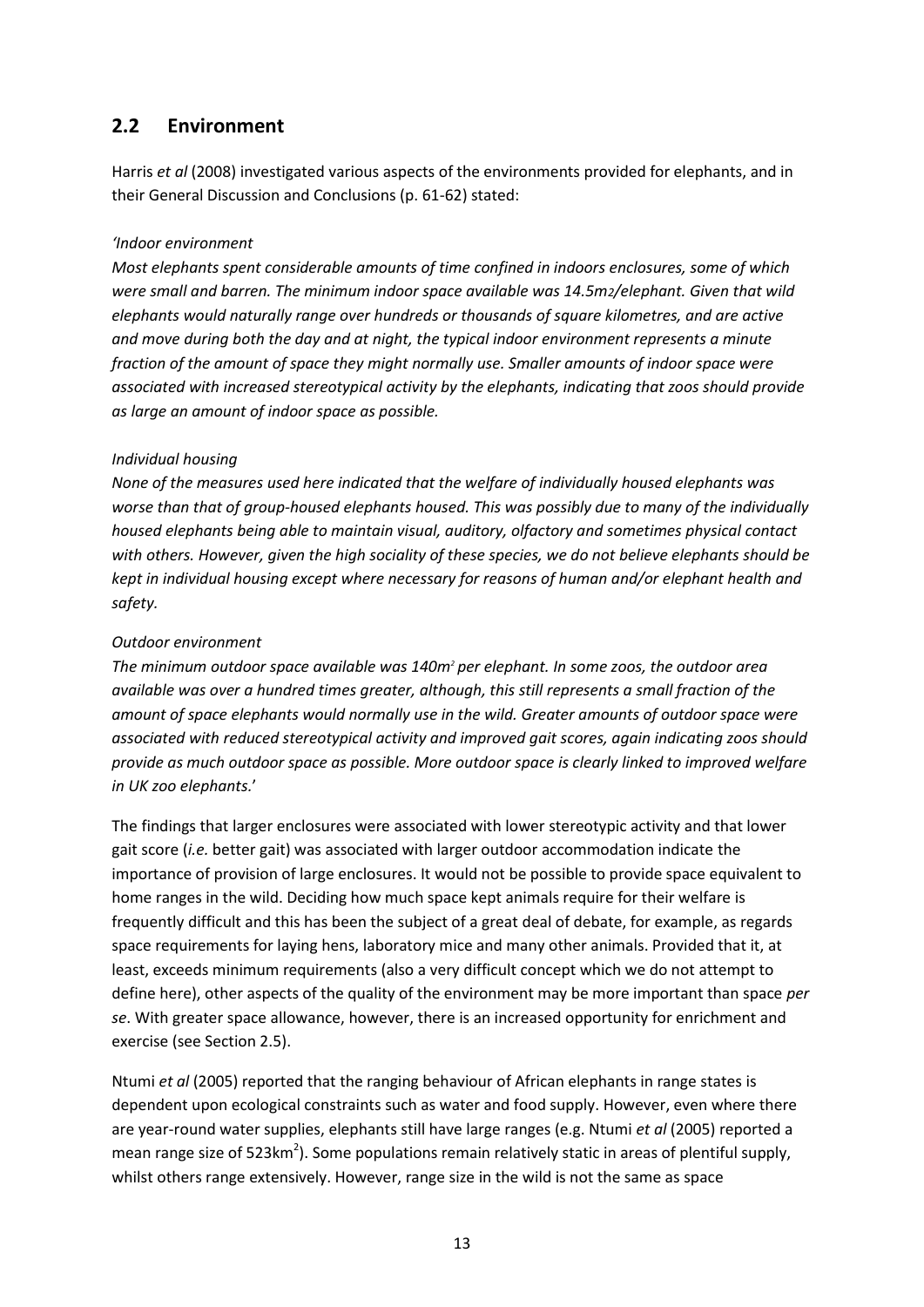## 2.2 Environment

Harris *et al* (2008) investigated various aspects of the environments provided for elephants, and in their General Discussion and Conclusions (p. 61-62) stated:

*'Indoor environment*

*Most elephants spent considerable amounts of time confined in indoors enclosures, some of which were small and barren. The minimum indoor space available was 14.5m2/elephant. Given that wild elephants would naturally range over hundreds or thousands of square kilometres, and are active and move during both the day and at night, the typical indoor environment represents a minute fraction of the amount of space they might normally use. Smaller amounts of indoor space were associated with increased stereotypical activity by the elephants, indicating that zoos should provide as large an amount of indoor space as possible.*

*Individual housing*

*None of the measures used here indicated that the welfare of individually housed elephants was worse than that of group-housed elephants housed. This was possibly due to many of the individually housed elephants being able to maintain visual, auditory, olfactory and sometimes physical contact with others. However, given the high sociality of these species, we do not believe elephants should be kept in individual housing except where necessary for reasons of human and/or elephant health and safety.*

*Outdoor environment*

*The minimum outdoor space available was 140m$^2$ per elephant. In some zoos, the outdoor area available was over a hundred times greater, although, this still represents a small fraction of the amount of space elephants would normally use in the wild. Greater amounts of outdoor space were associated with reduced stereotypical activity and improved gait scores, again indicating zoos should provide as much outdoor space as possible. More outdoor space is clearly linked to improved welfare in UK zoo elephants.*'

The findings that larger enclosures were associated with lower stereotypic activity and that lower gait score (*i.e.* better gait) was associated with larger outdoor accommodation indicate the importance of provision of large enclosures. It would not be possible to provide space equivalent to home ranges in the wild. Deciding how much space kept animals require for their welfare is frequently difficult and this has been the subject of a great deal of debate, for example, as regards space requirements for laying hens, laboratory mice and many other animals. Provided that it, at least, exceeds minimum requirements (also a very difficult concept which we do not attempt to define here), other aspects of the quality of the environment may be more important than space *per se*. With greater space allowance, however, there is an increased opportunity for enrichment and exercise (see Section 2.5).

Ntumi *et al* (2005) reported that the ranging behaviour of African elephants in range states is dependent upon ecological constraints such as water and food supply. However, even where there are year-round water supplies, elephants still have large ranges (e.g. Ntumi *et al* (2005) reported a mean range size of 523km$^2$). Some populations remain relatively static in areas of plentiful supply, whilst others range extensively. However, range size in the wild is not the same as space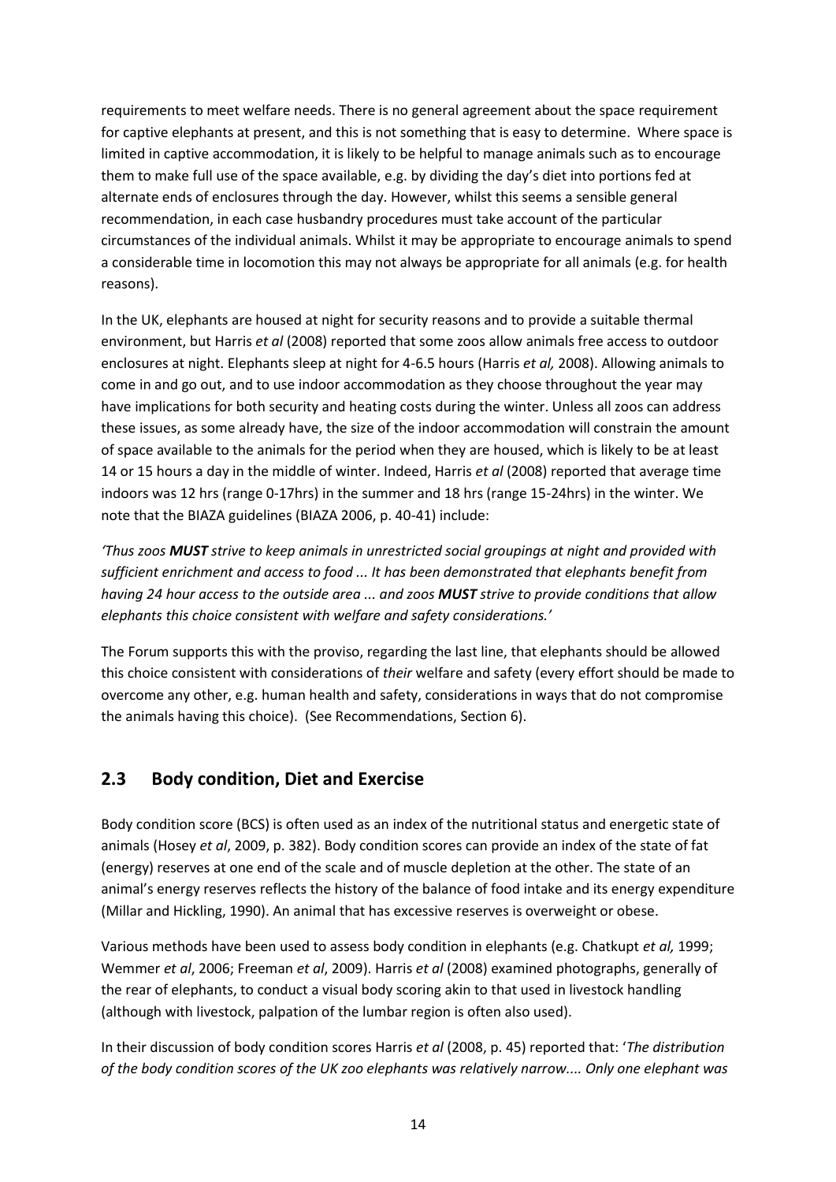requirements to meet welfare needs. There is no general agreement about the space requirement for captive elephants at present, and this is not something that is easy to determine. Where space is limited in captive accommodation, it is likely to be helpful to manage animals such as to encourage them to make full use of the space available, e.g. by dividing the day's diet into portions fed at alternate ends of enclosures through the day. However, whilst this seems a sensible general recommendation, in each case husbandry procedures must take account of the particular circumstances of the individual animals. Whilst it may be appropriate to encourage animals to spend a considerable time in locomotion this may not always be appropriate for all animals (e.g. for health reasons).

In the UK, elephants are housed at night for security reasons and to provide a suitable thermal environment, but Harris *et al* (2008) reported that some zoos allow animals free access to outdoor enclosures at night. Elephants sleep at night for 4-6.5 hours (Harris *et al,* 2008). Allowing animals to come in and go out, and to use indoor accommodation as they choose throughout the year may have implications for both security and heating costs during the winter. Unless all zoos can address these issues, as some already have, the size of the indoor accommodation will constrain the amount of space available to the animals for the period when they are housed, which is likely to be at least 14 or 15 hours a day in the middle of winter. Indeed, Harris *et al* (2008) reported that average time indoors was 12 hrs (range 0-17hrs) in the summer and 18 hrs (range 15-24hrs) in the winter. We note that the BIAZA guidelines (BIAZA 2006, p. 40-41) include:

*'Thus zoos **MUST** strive to keep animals in unrestricted social groupings at night and provided with sufficient enrichment and access to food ... It has been demonstrated that elephants benefit from having 24 hour access to the outside area ... and zoos **MUST** strive to provide conditions that allow elephants this choice consistent with welfare and safety considerations.'*

The Forum supports this with the proviso, regarding the last line, that elephants should be allowed this choice consistent with considerations of *their* welfare and safety (every effort should be made to overcome any other, e.g. human health and safety, considerations in ways that do not compromise the animals having this choice). (See Recommendations, Section 6).

## 2.3 Body condition, Diet and Exercise

Body condition score (BCS) is often used as an index of the nutritional status and energetic state of animals (Hosey *et al*, 2009, p. 382). Body condition scores can provide an index of the state of fat (energy) reserves at one end of the scale and of muscle depletion at the other. The state of an animal's energy reserves reflects the history of the balance of food intake and its energy expenditure (Millar and Hickling, 1990). An animal that has excessive reserves is overweight or obese.

Various methods have been used to assess body condition in elephants (e.g. Chatkupt *et al,* 1999; Wemmer *et al*, 2006; Freeman *et al*, 2009). Harris *et al* (2008) examined photographs, generally of the rear of elephants, to conduct a visual body scoring akin to that used in livestock handling (although with livestock, palpation of the lumbar region is often also used).

In their discussion of body condition scores Harris *et al* (2008, p. 45) reported that: '*The distribution of the body condition scores of the UK zoo elephants was relatively narrow.... Only one elephant was*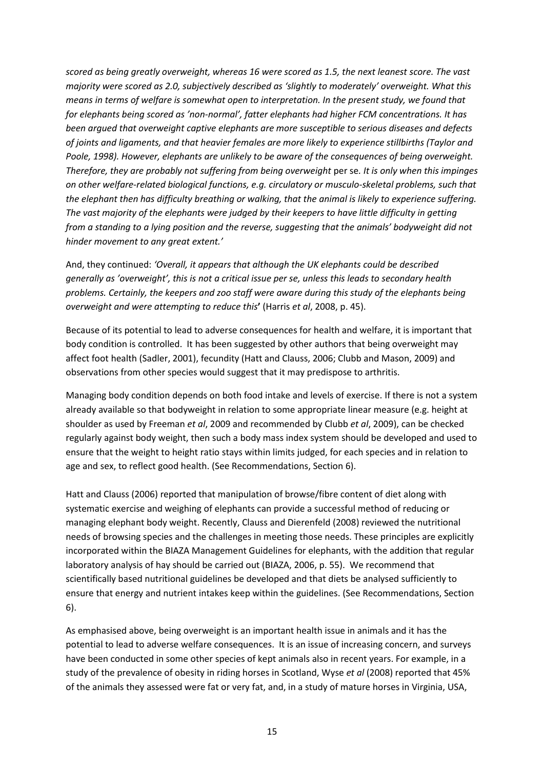*scored as being greatly overweight, whereas 16 were scored as 1.5, the next leanest score. The vast majority were scored as 2.0, subjectively described as 'slightly to moderately' overweight. What this means in terms of welfare is somewhat open to interpretation. In the present study, we found that for elephants being scored as 'non-normal', fatter elephants had higher FCM concentrations. It has been argued that overweight captive elephants are more susceptible to serious diseases and defects of joints and ligaments, and that heavier females are more likely to experience stillbirths (Taylor and Poole, 1998). However, elephants are unlikely to be aware of the consequences of being overweight. Therefore, they are probably not suffering from being overweight* per se*. It is only when this impinges on other welfare-related biological functions, e.g. circulatory or musculo-skeletal problems, such that the elephant then has difficulty breathing or walking, that the animal is likely to experience suffering. The vast majority of the elephants were judged by their keepers to have little difficulty in getting from a standing to a lying position and the reverse, suggesting that the animals' bodyweight did not hinder movement to any great extent.'*

And, they continued: *'Overall, it appears that although the UK elephants could be described generally as 'overweight', this is not a critical issue per se, unless this leads to secondary health problems. Certainly, the keepers and zoo staff were aware during this study of the elephants being overweight and were attempting to reduce this***'** (Harris *et al*, 2008, p. 45).

Because of its potential to lead to adverse consequences for health and welfare, it is important that body condition is controlled. It has been suggested by other authors that being overweight may affect foot health (Sadler, 2001), fecundity (Hatt and Clauss, 2006; Clubb and Mason, 2009) and observations from other species would suggest that it may predispose to arthritis.

Managing body condition depends on both food intake and levels of exercise. If there is not a system already available so that bodyweight in relation to some appropriate linear measure (e.g. height at shoulder as used by Freeman *et al*, 2009 and recommended by Clubb *et al*, 2009), can be checked regularly against body weight, then such a body mass index system should be developed and used to ensure that the weight to height ratio stays within limits judged, for each species and in relation to age and sex, to reflect good health. (See Recommendations, Section 6).

Hatt and Clauss (2006) reported that manipulation of browse/fibre content of diet along with systematic exercise and weighing of elephants can provide a successful method of reducing or managing elephant body weight. Recently, Clauss and Dierenfeld (2008) reviewed the nutritional needs of browsing species and the challenges in meeting those needs. These principles are explicitly incorporated within the BIAZA Management Guidelines for elephants, with the addition that regular laboratory analysis of hay should be carried out (BIAZA, 2006, p. 55). We recommend that scientifically based nutritional guidelines be developed and that diets be analysed sufficiently to ensure that energy and nutrient intakes keep within the guidelines. (See Recommendations, Section 6).

As emphasised above, being overweight is an important health issue in animals and it has the potential to lead to adverse welfare consequences. It is an issue of increasing concern, and surveys have been conducted in some other species of kept animals also in recent years. For example, in a study of the prevalence of obesity in riding horses in Scotland, Wyse *et al* (2008) reported that 45% of the animals they assessed were fat or very fat, and, in a study of mature horses in Virginia, USA,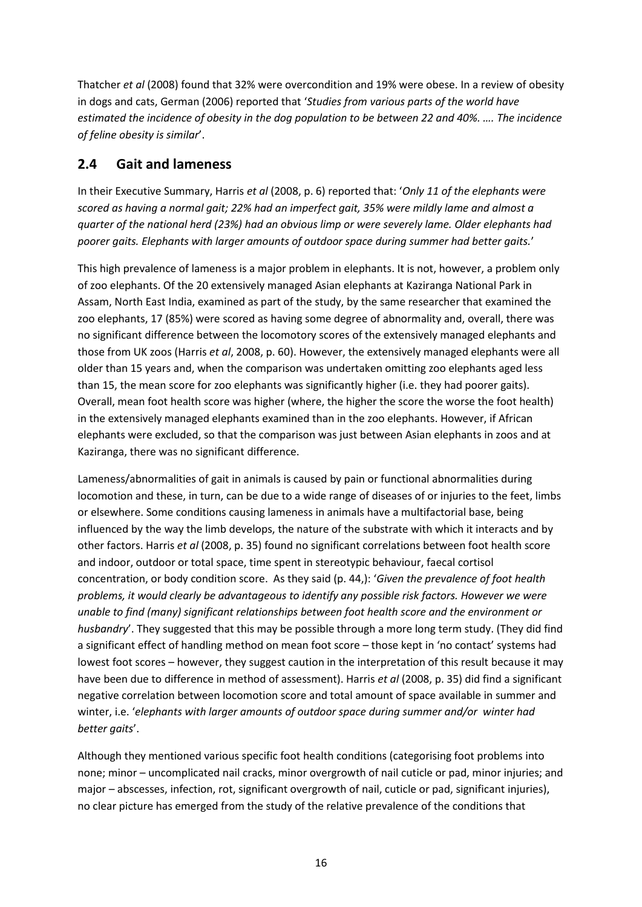Thatcher *et al* (2008) found that 32% were overcondition and 19% were obese. In a review of obesity in dogs and cats, German (2006) reported that '*Studies from various parts of the world have estimated the incidence of obesity in the dog population to be between 22 and 40%. …. The incidence of feline obesity is similar*'.

## 2.4 Gait and lameness

In their Executive Summary, Harris *et al* (2008, p. 6) reported that: '*Only 11 of the elephants were scored as having a normal gait; 22% had an imperfect gait, 35% were mildly lame and almost a quarter of the national herd (23%) had an obvious limp or were severely lame. Older elephants had poorer gaits. Elephants with larger amounts of outdoor space during summer had better gaits.*'

This high prevalence of lameness is a major problem in elephants. It is not, however, a problem only of zoo elephants. Of the 20 extensively managed Asian elephants at Kaziranga National Park in Assam, North East India, examined as part of the study, by the same researcher that examined the zoo elephants, 17 (85%) were scored as having some degree of abnormality and, overall, there was no significant difference between the locomotory scores of the extensively managed elephants and those from UK zoos (Harris *et al*, 2008, p. 60). However, the extensively managed elephants were all older than 15 years and, when the comparison was undertaken omitting zoo elephants aged less than 15, the mean score for zoo elephants was significantly higher (i.e. they had poorer gaits). Overall, mean foot health score was higher (where, the higher the score the worse the foot health) in the extensively managed elephants examined than in the zoo elephants. However, if African elephants were excluded, so that the comparison was just between Asian elephants in zoos and at Kaziranga, there was no significant difference.

Lameness/abnormalities of gait in animals is caused by pain or functional abnormalities during locomotion and these, in turn, can be due to a wide range of diseases of or injuries to the feet, limbs or elsewhere. Some conditions causing lameness in animals have a multifactorial base, being influenced by the way the limb develops, the nature of the substrate with which it interacts and by other factors. Harris *et al* (2008, p. 35) found no significant correlations between foot health score and indoor, outdoor or total space, time spent in stereotypic behaviour, faecal cortisol concentration, or body condition score. As they said (p. 44,): '*Given the prevalence of foot health problems, it would clearly be advantageous to identify any possible risk factors. However we were unable to find (many) significant relationships between foot health score and the environment or husbandry*'. They suggested that this may be possible through a more long term study. (They did find a significant effect of handling method on mean foot score – those kept in 'no contact' systems had lowest foot scores – however, they suggest caution in the interpretation of this result because it may have been due to difference in method of assessment). Harris *et al* (2008, p. 35) did find a significant negative correlation between locomotion score and total amount of space available in summer and winter, i.e. '*elephants with larger amounts of outdoor space during summer and/or winter had better gaits*'.

Although they mentioned various specific foot health conditions (categorising foot problems into none; minor – uncomplicated nail cracks, minor overgrowth of nail cuticle or pad, minor injuries; and major – abscesses, infection, rot, significant overgrowth of nail, cuticle or pad, significant injuries), no clear picture has emerged from the study of the relative prevalence of the conditions that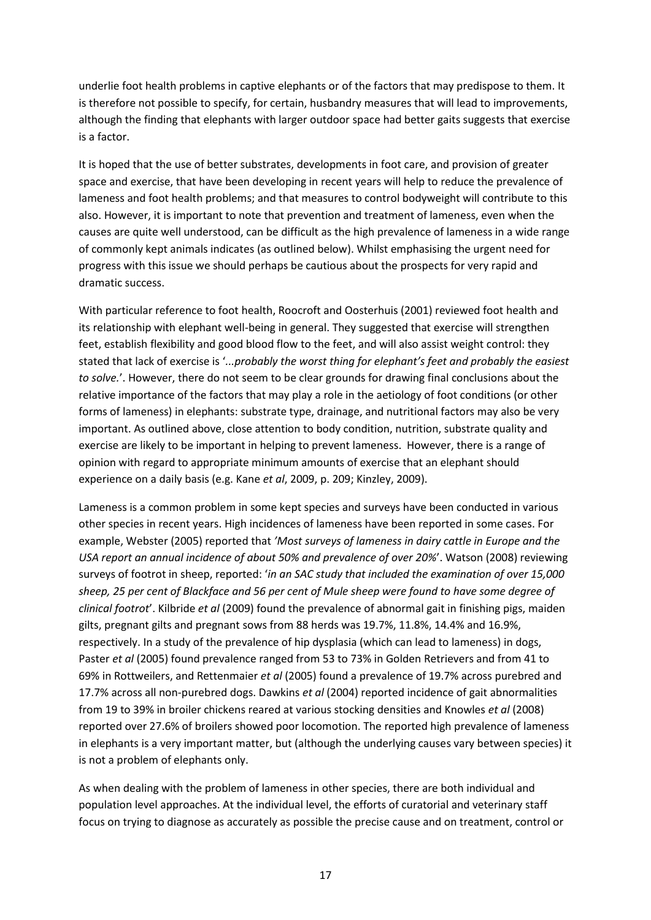underlie foot health problems in captive elephants or of the factors that may predispose to them. It is therefore not possible to specify, for certain, husbandry measures that will lead to improvements, although the finding that elephants with larger outdoor space had better gaits suggests that exercise is a factor.

It is hoped that the use of better substrates, developments in foot care, and provision of greater space and exercise, that have been developing in recent years will help to reduce the prevalence of lameness and foot health problems; and that measures to control bodyweight will contribute to this also. However, it is important to note that prevention and treatment of lameness, even when the causes are quite well understood, can be difficult as the high prevalence of lameness in a wide range of commonly kept animals indicates (as outlined below). Whilst emphasising the urgent need for progress with this issue we should perhaps be cautious about the prospects for very rapid and dramatic success.

With particular reference to foot health, Roocroft and Oosterhuis (2001) reviewed foot health and its relationship with elephant well-being in general. They suggested that exercise will strengthen feet, establish flexibility and good blood flow to the feet, and will also assist weight control: they stated that lack of exercise is '*...probably the worst thing for elephant's feet and probably the easiest to solve.*'. However, there do not seem to be clear grounds for drawing final conclusions about the relative importance of the factors that may play a role in the aetiology of foot conditions (or other forms of lameness) in elephants: substrate type, drainage, and nutritional factors may also be very important. As outlined above, close attention to body condition, nutrition, substrate quality and exercise are likely to be important in helping to prevent lameness. However, there is a range of opinion with regard to appropriate minimum amounts of exercise that an elephant should experience on a daily basis (e.g. Kane *et al*, 2009, p. 209; Kinzley, 2009).

Lameness is a common problem in some kept species and surveys have been conducted in various other species in recent years. High incidences of lameness have been reported in some cases. For example, Webster (2005) reported that *'Most surveys of lameness in dairy cattle in Europe and the USA report an annual incidence of about 50% and prevalence of over 20%*'. Watson (2008) reviewing surveys of footrot in sheep, reported: '*in an SAC study that included the examination of over 15,000 sheep, 25 per cent of Blackface and 56 per cent of Mule sheep were found to have some degree of clinical footrot*'. Kilbride *et al* (2009) found the prevalence of abnormal gait in finishing pigs, maiden gilts, pregnant gilts and pregnant sows from 88 herds was 19.7%, 11.8%, 14.4% and 16.9%, respectively. In a study of the prevalence of hip dysplasia (which can lead to lameness) in dogs, Paster *et al* (2005) found prevalence ranged from 53 to 73% in Golden Retrievers and from 41 to 69% in Rottweilers, and Rettenmaier *et al* (2005) found a prevalence of 19.7% across purebred and 17.7% across all non-purebred dogs. Dawkins *et al* (2004) reported incidence of gait abnormalities from 19 to 39% in broiler chickens reared at various stocking densities and Knowles *et al* (2008) reported over 27.6% of broilers showed poor locomotion. The reported high prevalence of lameness in elephants is a very important matter, but (although the underlying causes vary between species) it is not a problem of elephants only.

As when dealing with the problem of lameness in other species, there are both individual and population level approaches. At the individual level, the efforts of curatorial and veterinary staff focus on trying to diagnose as accurately as possible the precise cause and on treatment, control or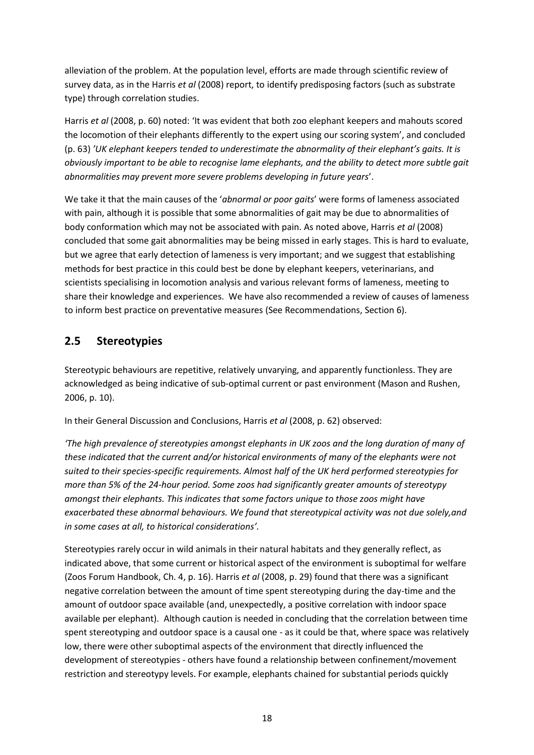alleviation of the problem. At the population level, efforts are made through scientific review of survey data, as in the Harris *et al* (2008) report, to identify predisposing factors (such as substrate type) through correlation studies.

Harris *et al* (2008, p. 60) noted: 'It was evident that both zoo elephant keepers and mahouts scored the locomotion of their elephants differently to the expert using our scoring system', and concluded (p. 63) *'UK elephant keepers tended to underestimate the abnormality of their elephant's gaits. It is obviously important to be able to recognise lame elephants, and the ability to detect more subtle gait abnormalities may prevent more severe problems developing in future years*'.

We take it that the main causes of the '*abnormal or poor gaits*' were forms of lameness associated with pain, although it is possible that some abnormalities of gait may be due to abnormalities of body conformation which may not be associated with pain. As noted above, Harris *et al* (2008) concluded that some gait abnormalities may be being missed in early stages. This is hard to evaluate, but we agree that early detection of lameness is very important; and we suggest that establishing methods for best practice in this could best be done by elephant keepers, veterinarians, and scientists specialising in locomotion analysis and various relevant forms of lameness, meeting to share their knowledge and experiences. We have also recommended a review of causes of lameness to inform best practice on preventative measures (See Recommendations, Section 6).

## 2.5 Stereotypies

Stereotypic behaviours are repetitive, relatively unvarying, and apparently functionless. They are acknowledged as being indicative of sub-optimal current or past environment (Mason and Rushen, 2006, p. 10).

In their General Discussion and Conclusions, Harris *et al* (2008, p. 62) observed:

*'The high prevalence of stereotypies amongst elephants in UK zoos and the long duration of many of these indicated that the current and/or historical environments of many of the elephants were not suited to their species-specific requirements. Almost half of the UK herd performed stereotypies for more than 5% of the 24-hour period. Some zoos had significantly greater amounts of stereotypy amongst their elephants. This indicates that some factors unique to those zoos might have exacerbated these abnormal behaviours. We found that stereotypical activity was not due solely,and in some cases at all, to historical considerations'.*

Stereotypies rarely occur in wild animals in their natural habitats and they generally reflect, as indicated above, that some current or historical aspect of the environment is suboptimal for welfare (Zoos Forum Handbook, Ch. 4, p. 16). Harris *et al* (2008, p. 29) found that there was a significant negative correlation between the amount of time spent stereotyping during the day-time and the amount of outdoor space available (and, unexpectedly, a positive correlation with indoor space available per elephant). Although caution is needed in concluding that the correlation between time spent stereotyping and outdoor space is a causal one - as it could be that, where space was relatively low, there were other suboptimal aspects of the environment that directly influenced the development of stereotypies - others have found a relationship between confinement/movement restriction and stereotypy levels. For example, elephants chained for substantial periods quickly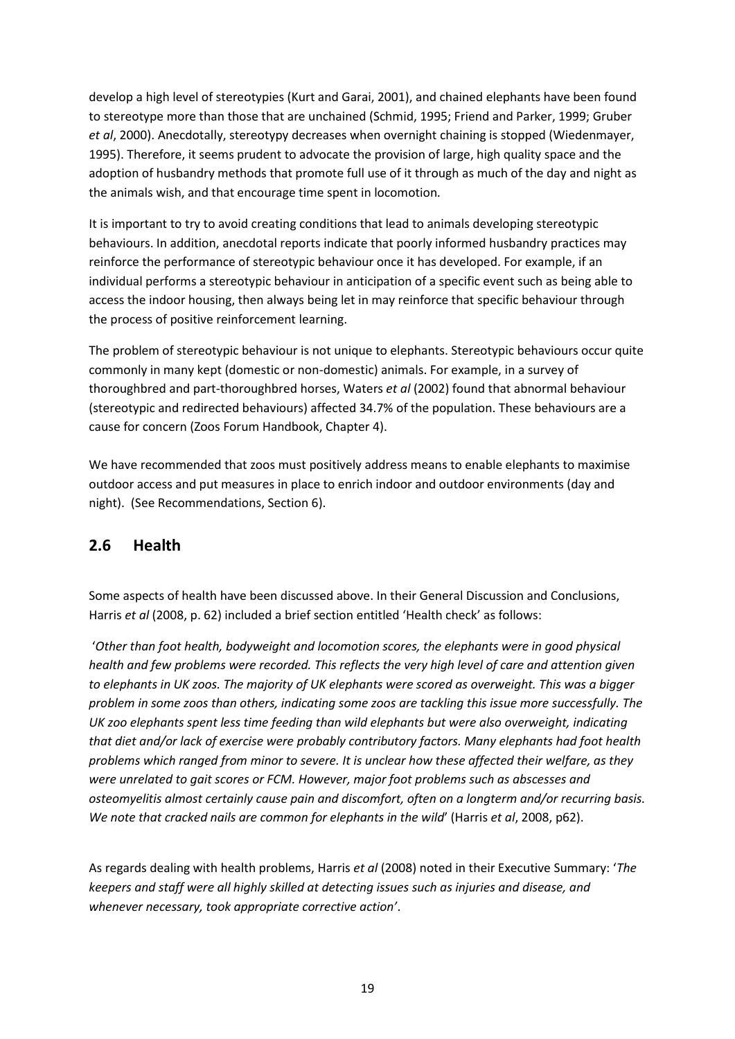develop a high level of stereotypies (Kurt and Garai, 2001), and chained elephants have been found to stereotype more than those that are unchained (Schmid, 1995; Friend and Parker, 1999; Gruber *et al*, 2000). Anecdotally, stereotypy decreases when overnight chaining is stopped (Wiedenmayer, 1995). Therefore, it seems prudent to advocate the provision of large, high quality space and the adoption of husbandry methods that promote full use of it through as much of the day and night as the animals wish, and that encourage time spent in locomotion.

It is important to try to avoid creating conditions that lead to animals developing stereotypic behaviours. In addition, anecdotal reports indicate that poorly informed husbandry practices may reinforce the performance of stereotypic behaviour once it has developed. For example, if an individual performs a stereotypic behaviour in anticipation of a specific event such as being able to access the indoor housing, then always being let in may reinforce that specific behaviour through the process of positive reinforcement learning.

The problem of stereotypic behaviour is not unique to elephants. Stereotypic behaviours occur quite commonly in many kept (domestic or non-domestic) animals. For example, in a survey of thoroughbred and part-thoroughbred horses, Waters *et al* (2002) found that abnormal behaviour (stereotypic and redirected behaviours) affected 34.7% of the population. These behaviours are a cause for concern (Zoos Forum Handbook, Chapter 4).

We have recommended that zoos must positively address means to enable elephants to maximise outdoor access and put measures in place to enrich indoor and outdoor environments (day and night). (See Recommendations, Section 6).

## 2.6 Health

Some aspects of health have been discussed above. In their General Discussion and Conclusions, Harris *et al* (2008, p. 62) included a brief section entitled 'Health check' as follows:

'*Other than foot health, bodyweight and locomotion scores, the elephants were in good physical health and few problems were recorded. This reflects the very high level of care and attention given to elephants in UK zoos. The majority of UK elephants were scored as overweight. This was a bigger problem in some zoos than others, indicating some zoos are tackling this issue more successfully. The UK zoo elephants spent less time feeding than wild elephants but were also overweight, indicating that diet and/or lack of exercise were probably contributory factors. Many elephants had foot health problems which ranged from minor to severe. It is unclear how these affected their welfare, as they were unrelated to gait scores or FCM. However, major foot problems such as abscesses and osteomyelitis almost certainly cause pain and discomfort, often on a longterm and/or recurring basis. We note that cracked nails are common for elephants in the wild*' (Harris *et al*, 2008, p62).

As regards dealing with health problems, Harris *et al* (2008) noted in their Executive Summary: '*The keepers and staff were all highly skilled at detecting issues such as injuries and disease, and whenever necessary, took appropriate corrective action*'.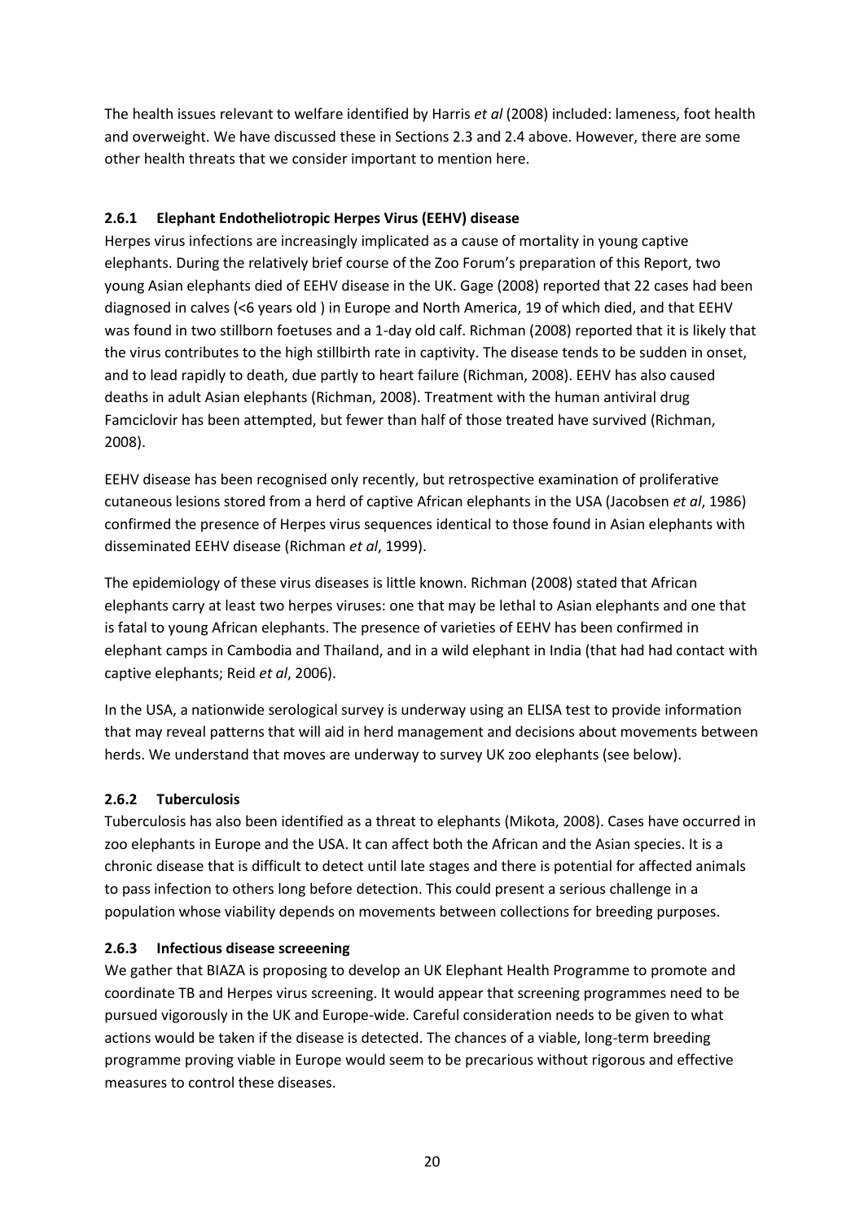The health issues relevant to welfare identified by Harris *et al* (2008) included: lameness, foot health and overweight. We have discussed these in Sections 2.3 and 2.4 above. However, there are some other health threats that we consider important to mention here.

### 2.6.1 Elephant Endotheliotropic Herpes Virus (EEHV) disease

Herpes virus infections are increasingly implicated as a cause of mortality in young captive elephants. During the relatively brief course of the Zoo Forum's preparation of this Report, two young Asian elephants died of EEHV disease in the UK. Gage (2008) reported that 22 cases had been diagnosed in calves (<6 years old ) in Europe and North America, 19 of which died, and that EEHV was found in two stillborn foetuses and a 1-day old calf. Richman (2008) reported that it is likely that the virus contributes to the high stillbirth rate in captivity. The disease tends to be sudden in onset, and to lead rapidly to death, due partly to heart failure (Richman, 2008). EEHV has also caused deaths in adult Asian elephants (Richman, 2008). Treatment with the human antiviral drug Famciclovir has been attempted, but fewer than half of those treated have survived (Richman, 2008).

EEHV disease has been recognised only recently, but retrospective examination of proliferative cutaneous lesions stored from a herd of captive African elephants in the USA (Jacobsen *et al*, 1986) confirmed the presence of Herpes virus sequences identical to those found in Asian elephants with disseminated EEHV disease (Richman *et al*, 1999).

The epidemiology of these virus diseases is little known. Richman (2008) stated that African elephants carry at least two herpes viruses: one that may be lethal to Asian elephants and one that is fatal to young African elephants. The presence of varieties of EEHV has been confirmed in elephant camps in Cambodia and Thailand, and in a wild elephant in India (that had had contact with captive elephants; Reid *et al*, 2006).

In the USA, a nationwide serological survey is underway using an ELISA test to provide information that may reveal patterns that will aid in herd management and decisions about movements between herds. We understand that moves are underway to survey UK zoo elephants (see below).

### 2.6.2 Tuberculosis

Tuberculosis has also been identified as a threat to elephants (Mikota, 2008). Cases have occurred in zoo elephants in Europe and the USA. It can affect both the African and the Asian species. It is a chronic disease that is difficult to detect until late stages and there is potential for affected animals to pass infection to others long before detection. This could present a serious challenge in a population whose viability depends on movements between collections for breeding purposes.

### 2.6.3 Infectious disease screeening

We gather that BIAZA is proposing to develop an UK Elephant Health Programme to promote and coordinate TB and Herpes virus screening. It would appear that screening programmes need to be pursued vigorously in the UK and Europe-wide. Careful consideration needs to be given to what actions would be taken if the disease is detected. The chances of a viable, long-term breeding programme proving viable in Europe would seem to be precarious without rigorous and effective measures to control these diseases.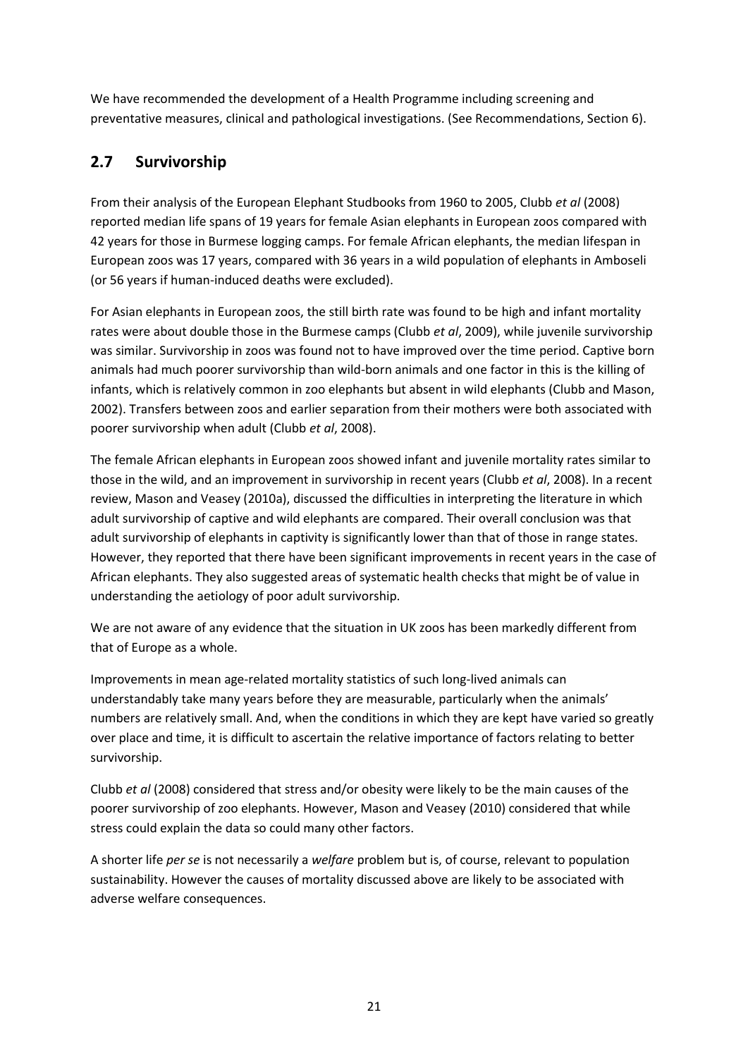We have recommended the development of a Health Programme including screening and preventative measures, clinical and pathological investigations. (See Recommendations, Section 6).

## 2.7 Survivorship

From their analysis of the European Elephant Studbooks from 1960 to 2005, Clubb *et al* (2008) reported median life spans of 19 years for female Asian elephants in European zoos compared with 42 years for those in Burmese logging camps. For female African elephants, the median lifespan in European zoos was 17 years, compared with 36 years in a wild population of elephants in Amboseli (or 56 years if human-induced deaths were excluded).

For Asian elephants in European zoos, the still birth rate was found to be high and infant mortality rates were about double those in the Burmese camps (Clubb *et al*, 2009), while juvenile survivorship was similar. Survivorship in zoos was found not to have improved over the time period. Captive born animals had much poorer survivorship than wild-born animals and one factor in this is the killing of infants, which is relatively common in zoo elephants but absent in wild elephants (Clubb and Mason, 2002). Transfers between zoos and earlier separation from their mothers were both associated with poorer survivorship when adult (Clubb *et al*, 2008).

The female African elephants in European zoos showed infant and juvenile mortality rates similar to those in the wild, and an improvement in survivorship in recent years (Clubb *et al*, 2008). In a recent review, Mason and Veasey (2010a), discussed the difficulties in interpreting the literature in which adult survivorship of captive and wild elephants are compared. Their overall conclusion was that adult survivorship of elephants in captivity is significantly lower than that of those in range states. However, they reported that there have been significant improvements in recent years in the case of African elephants. They also suggested areas of systematic health checks that might be of value in understanding the aetiology of poor adult survivorship.

We are not aware of any evidence that the situation in UK zoos has been markedly different from that of Europe as a whole.

Improvements in mean age-related mortality statistics of such long-lived animals can understandably take many years before they are measurable, particularly when the animals' numbers are relatively small. And, when the conditions in which they are kept have varied so greatly over place and time, it is difficult to ascertain the relative importance of factors relating to better survivorship.

Clubb *et al* (2008) considered that stress and/or obesity were likely to be the main causes of the poorer survivorship of zoo elephants. However, Mason and Veasey (2010) considered that while stress could explain the data so could many other factors.

A shorter life *per se* is not necessarily a *welfare* problem but is, of course, relevant to population sustainability. However the causes of mortality discussed above are likely to be associated with adverse welfare consequences.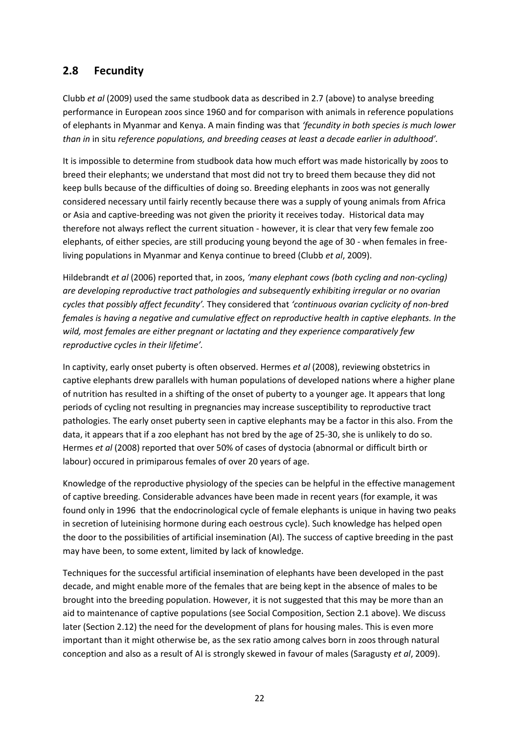## 2.8 Fecundity

Clubb *et al* (2009) used the same studbook data as described in 2.7 (above) to analyse breeding performance in European zoos since 1960 and for comparison with animals in reference populations of elephants in Myanmar and Kenya. A main finding was that *'fecundity in both species is much lower than in* in situ *reference populations, and breeding ceases at least a decade earlier in adulthood'.*

It is impossible to determine from studbook data how much effort was made historically by zoos to breed their elephants; we understand that most did not try to breed them because they did not keep bulls because of the difficulties of doing so. Breeding elephants in zoos was not generally considered necessary until fairly recently because there was a supply of young animals from Africa or Asia and captive-breeding was not given the priority it receives today. Historical data may therefore not always reflect the current situation - however, it is clear that very few female zoo elephants, of either species, are still producing young beyond the age of 30 - when females in free-living populations in Myanmar and Kenya continue to breed (Clubb *et al*, 2009).

Hildebrandt *et al* (2006) reported that, in zoos, *'many elephant cows (both cycling and non-cycling) are developing reproductive tract pathologies and subsequently exhibiting irregular or no ovarian cycles that possibly affect fecundity'.* They considered that *'continuous ovarian cyclicity of non-bred females is having a negative and cumulative effect on reproductive health in captive elephants. In the wild, most females are either pregnant or lactating and they experience comparatively few reproductive cycles in their lifetime'.*

In captivity, early onset puberty is often observed. Hermes *et al* (2008), reviewing obstetrics in captive elephants drew parallels with human populations of developed nations where a higher plane of nutrition has resulted in a shifting of the onset of puberty to a younger age. It appears that long periods of cycling not resulting in pregnancies may increase susceptibility to reproductive tract pathologies. The early onset puberty seen in captive elephants may be a factor in this also. From the data, it appears that if a zoo elephant has not bred by the age of 25-30, she is unlikely to do so. Hermes *et al* (2008) reported that over 50% of cases of dystocia (abnormal or difficult birth or labour) occured in primiparous females of over 20 years of age.

Knowledge of the reproductive physiology of the species can be helpful in the effective management of captive breeding. Considerable advances have been made in recent years (for example, it was found only in 1996 that the endocrinological cycle of female elephants is unique in having two peaks in secretion of luteinising hormone during each oestrous cycle). Such knowledge has helped open the door to the possibilities of artificial insemination (AI). The success of captive breeding in the past may have been, to some extent, limited by lack of knowledge.

Techniques for the successful artificial insemination of elephants have been developed in the past decade, and might enable more of the females that are being kept in the absence of males to be brought into the breeding population. However, it is not suggested that this may be more than an aid to maintenance of captive populations (see Social Composition, Section 2.1 above). We discuss later (Section 2.12) the need for the development of plans for housing males. This is even more important than it might otherwise be, as the sex ratio among calves born in zoos through natural conception and also as a result of AI is strongly skewed in favour of males (Saragusty *et al*, 2009).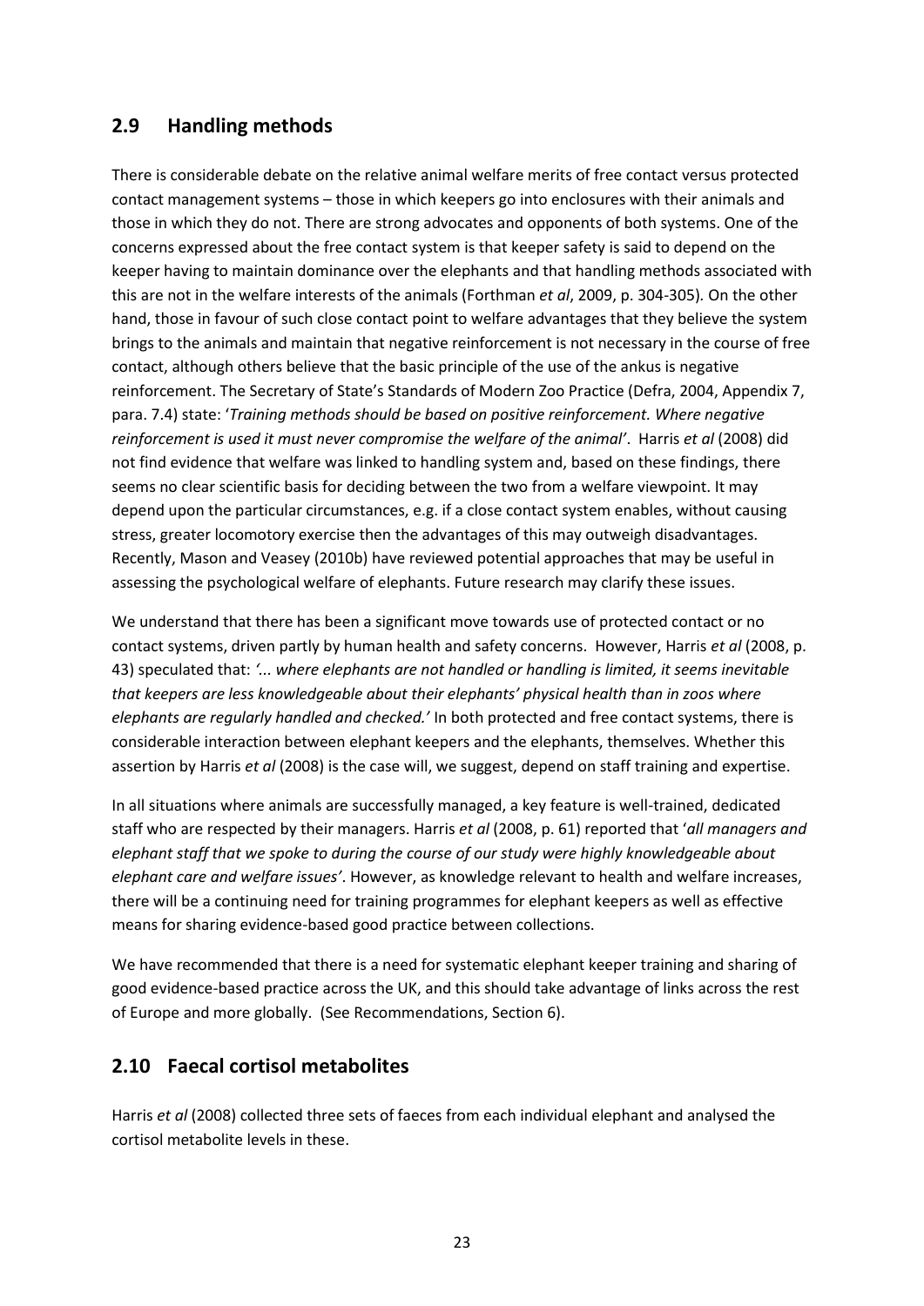## 2.9 Handling methods

There is considerable debate on the relative animal welfare merits of free contact versus protected contact management systems – those in which keepers go into enclosures with their animals and those in which they do not. There are strong advocates and opponents of both systems. One of the concerns expressed about the free contact system is that keeper safety is said to depend on the keeper having to maintain dominance over the elephants and that handling methods associated with this are not in the welfare interests of the animals (Forthman *et al*, 2009, p. 304-305)*.* On the other hand, those in favour of such close contact point to welfare advantages that they believe the system brings to the animals and maintain that negative reinforcement is not necessary in the course of free contact, although others believe that the basic principle of the use of the ankus is negative reinforcement. The Secretary of State's Standards of Modern Zoo Practice (Defra, 2004, Appendix 7, para. 7.4) state: '*Training methods should be based on positive reinforcement. Where negative reinforcement is used it must never compromise the welfare of the animal'*. Harris *et al* (2008) did not find evidence that welfare was linked to handling system and, based on these findings, there seems no clear scientific basis for deciding between the two from a welfare viewpoint. It may depend upon the particular circumstances, e.g. if a close contact system enables, without causing stress, greater locomotory exercise then the advantages of this may outweigh disadvantages. Recently, Mason and Veasey (2010b) have reviewed potential approaches that may be useful in assessing the psychological welfare of elephants. Future research may clarify these issues.

We understand that there has been a significant move towards use of protected contact or no contact systems, driven partly by human health and safety concerns. However, Harris *et al* (2008, p. 43) speculated that: *'... where elephants are not handled or handling is limited, it seems inevitable that keepers are less knowledgeable about their elephants' physical health than in zoos where elephants are regularly handled and checked.'* In both protected and free contact systems, there is considerable interaction between elephant keepers and the elephants, themselves. Whether this assertion by Harris *et al* (2008) is the case will, we suggest, depend on staff training and expertise.

In all situations where animals are successfully managed, a key feature is well-trained, dedicated staff who are respected by their managers. Harris *et al* (2008, p. 61) reported that '*all managers and elephant staff that we spoke to during the course of our study were highly knowledgeable about elephant care and welfare issues'*. However, as knowledge relevant to health and welfare increases, there will be a continuing need for training programmes for elephant keepers as well as effective means for sharing evidence-based good practice between collections.

We have recommended that there is a need for systematic elephant keeper training and sharing of good evidence-based practice across the UK, and this should take advantage of links across the rest of Europe and more globally. (See Recommendations, Section 6).

## 2.10 Faecal cortisol metabolites

Harris *et al* (2008) collected three sets of faeces from each individual elephant and analysed the cortisol metabolite levels in these.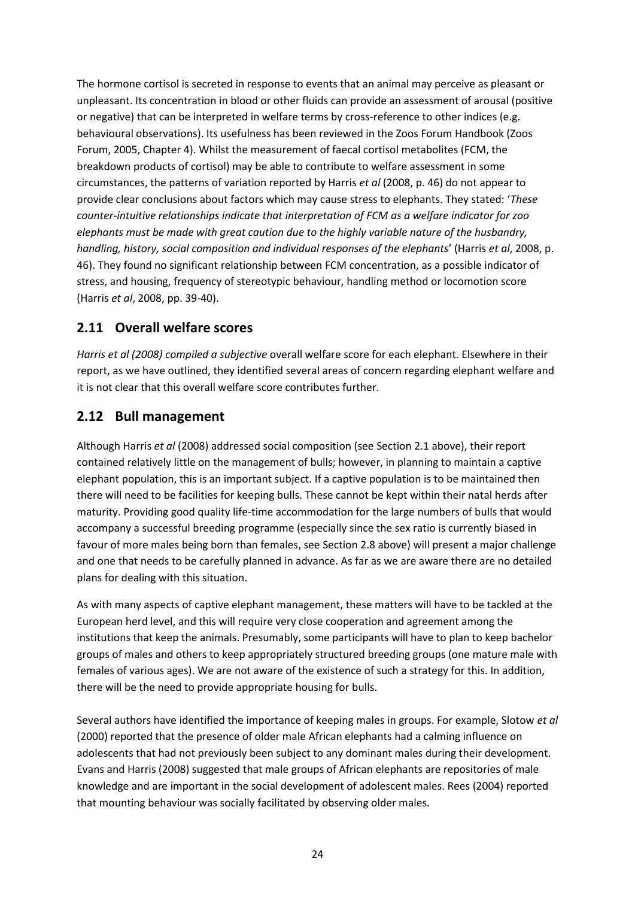The hormone cortisol is secreted in response to events that an animal may perceive as pleasant or unpleasant. Its concentration in blood or other fluids can provide an assessment of arousal (positive or negative) that can be interpreted in welfare terms by cross-reference to other indices (e.g. behavioural observations). Its usefulness has been reviewed in the Zoos Forum Handbook (Zoos Forum, 2005, Chapter 4). Whilst the measurement of faecal cortisol metabolites (FCM, the breakdown products of cortisol) may be able to contribute to welfare assessment in some circumstances, the patterns of variation reported by Harris *et al* (2008, p. 46) do not appear to provide clear conclusions about factors which may cause stress to elephants. They stated: '*These counter-intuitive relationships indicate that interpretation of FCM as a welfare indicator for zoo elephants must be made with great caution due to the highly variable nature of the husbandry, handling, history, social composition and individual responses of the elephants*' (Harris *et al*, 2008, p. 46). They found no significant relationship between FCM concentration, as a possible indicator of stress, and housing, frequency of stereotypic behaviour, handling method or locomotion score (Harris *et al*, 2008, pp. 39-40).

## 2.11 Overall welfare scores

*Harris et al (2008) compiled a subjective* overall welfare score for each elephant. Elsewhere in their report, as we have outlined, they identified several areas of concern regarding elephant welfare and it is not clear that this overall welfare score contributes further.

## 2.12 Bull management

Although Harris *et al* (2008) addressed social composition (see Section 2.1 above), their report contained relatively little on the management of bulls; however, in planning to maintain a captive elephant population, this is an important subject. If a captive population is to be maintained then there will need to be facilities for keeping bulls. These cannot be kept within their natal herds after maturity. Providing good quality life-time accommodation for the large numbers of bulls that would accompany a successful breeding programme (especially since the sex ratio is currently biased in favour of more males being born than females, see Section 2.8 above) will present a major challenge and one that needs to be carefully planned in advance. As far as we are aware there are no detailed plans for dealing with this situation.

As with many aspects of captive elephant management, these matters will have to be tackled at the European herd level, and this will require very close cooperation and agreement among the institutions that keep the animals. Presumably, some participants will have to plan to keep bachelor groups of males and others to keep appropriately structured breeding groups (one mature male with females of various ages). We are not aware of the existence of such a strategy for this. In addition, there will be the need to provide appropriate housing for bulls.

Several authors have identified the importance of keeping males in groups. For example, Slotow *et al* (2000) reported that the presence of older male African elephants had a calming influence on adolescents that had not previously been subject to any dominant males during their development. Evans and Harris (2008) suggested that male groups of African elephants are repositories of male knowledge and are important in the social development of adolescent males. Rees (2004) reported that mounting behaviour was socially facilitated by observing older males.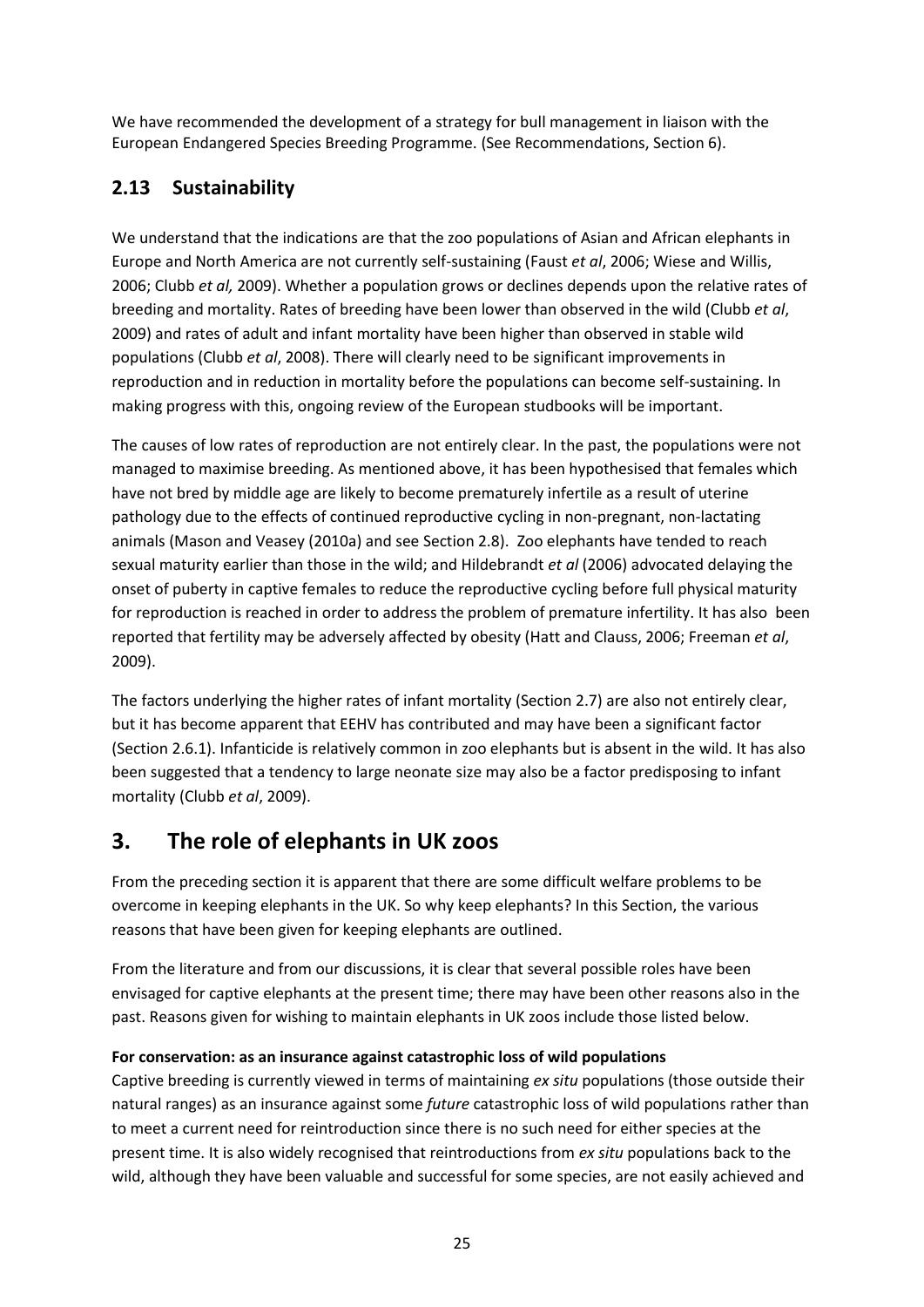We have recommended the development of a strategy for bull management in liaison with the European Endangered Species Breeding Programme. (See Recommendations, Section 6).

## 2.13 Sustainability

We understand that the indications are that the zoo populations of Asian and African elephants in Europe and North America are not currently self-sustaining (Faust *et al*, 2006; Wiese and Willis, 2006; Clubb *et al,* 2009). Whether a population grows or declines depends upon the relative rates of breeding and mortality. Rates of breeding have been lower than observed in the wild (Clubb *et al*, 2009) and rates of adult and infant mortality have been higher than observed in stable wild populations (Clubb *et al*, 2008). There will clearly need to be significant improvements in reproduction and in reduction in mortality before the populations can become self-sustaining. In making progress with this, ongoing review of the European studbooks will be important.

The causes of low rates of reproduction are not entirely clear. In the past, the populations were not managed to maximise breeding. As mentioned above, it has been hypothesised that females which have not bred by middle age are likely to become prematurely infertile as a result of uterine pathology due to the effects of continued reproductive cycling in non-pregnant, non-lactating animals (Mason and Veasey (2010a) and see Section 2.8). Zoo elephants have tended to reach sexual maturity earlier than those in the wild; and Hildebrandt *et al* (2006) advocated delaying the onset of puberty in captive females to reduce the reproductive cycling before full physical maturity for reproduction is reached in order to address the problem of premature infertility. It has also been reported that fertility may be adversely affected by obesity (Hatt and Clauss, 2006; Freeman *et al*, 2009).

The factors underlying the higher rates of infant mortality (Section 2.7) are also not entirely clear, but it has become apparent that EEHV has contributed and may have been a significant factor (Section 2.6.1). Infanticide is relatively common in zoo elephants but is absent in the wild. It has also been suggested that a tendency to large neonate size may also be a factor predisposing to infant mortality (Clubb *et al*, 2009).

# 3. The role of elephants in UK zoos

From the preceding section it is apparent that there are some difficult welfare problems to be overcome in keeping elephants in the UK. So why keep elephants? In this Section, the various reasons that have been given for keeping elephants are outlined.

From the literature and from our discussions, it is clear that several possible roles have been envisaged for captive elephants at the present time; there may have been other reasons also in the past. Reasons given for wishing to maintain elephants in UK zoos include those listed below.

**For conservation: as an insurance against catastrophic loss of wild populations**

Captive breeding is currently viewed in terms of maintaining *ex situ* populations (those outside their natural ranges) as an insurance against some *future* catastrophic loss of wild populations rather than to meet a current need for reintroduction since there is no such need for either species at the present time. It is also widely recognised that reintroductions from *ex situ* populations back to the wild, although they have been valuable and successful for some species, are not easily achieved and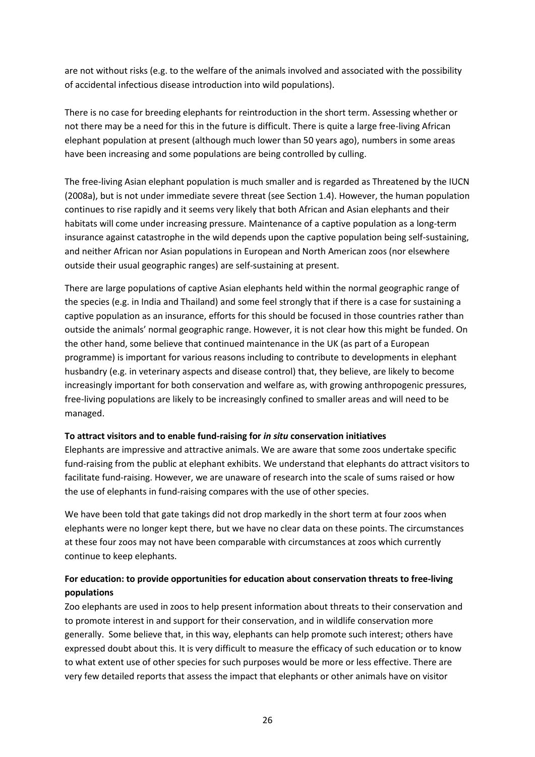are not without risks (e.g. to the welfare of the animals involved and associated with the possibility of accidental infectious disease introduction into wild populations).

There is no case for breeding elephants for reintroduction in the short term. Assessing whether or not there may be a need for this in the future is difficult. There is quite a large free-living African elephant population at present (although much lower than 50 years ago), numbers in some areas have been increasing and some populations are being controlled by culling.

The free-living Asian elephant population is much smaller and is regarded as Threatened by the IUCN (2008a), but is not under immediate severe threat (see Section 1.4). However, the human population continues to rise rapidly and it seems very likely that both African and Asian elephants and their habitats will come under increasing pressure. Maintenance of a captive population as a long-term insurance against catastrophe in the wild depends upon the captive population being self-sustaining, and neither African nor Asian populations in European and North American zoos (nor elsewhere outside their usual geographic ranges) are self-sustaining at present.

There are large populations of captive Asian elephants held within the normal geographic range of the species (e.g. in India and Thailand) and some feel strongly that if there is a case for sustaining a captive population as an insurance, efforts for this should be focused in those countries rather than outside the animals' normal geographic range. However, it is not clear how this might be funded. On the other hand, some believe that continued maintenance in the UK (as part of a European programme) is important for various reasons including to contribute to developments in elephant husbandry (e.g. in veterinary aspects and disease control) that, they believe, are likely to become increasingly important for both conservation and welfare as, with growing anthropogenic pressures, free-living populations are likely to be increasingly confined to smaller areas and will need to be managed.

**To attract visitors and to enable fund-raising for *in situ* conservation initiatives**

Elephants are impressive and attractive animals. We are aware that some zoos undertake specific fund-raising from the public at elephant exhibits. We understand that elephants do attract visitors to facilitate fund-raising. However, we are unaware of research into the scale of sums raised or how the use of elephants in fund-raising compares with the use of other species.

We have been told that gate takings did not drop markedly in the short term at four zoos when elephants were no longer kept there, but we have no clear data on these points. The circumstances at these four zoos may not have been comparable with circumstances at zoos which currently continue to keep elephants.

**For education: to provide opportunities for education about conservation threats to free-living populations**

Zoo elephants are used in zoos to help present information about threats to their conservation and to promote interest in and support for their conservation, and in wildlife conservation more generally. Some believe that, in this way, elephants can help promote such interest; others have expressed doubt about this. It is very difficult to measure the efficacy of such education or to know to what extent use of other species for such purposes would be more or less effective. There are very few detailed reports that assess the impact that elephants or other animals have on visitor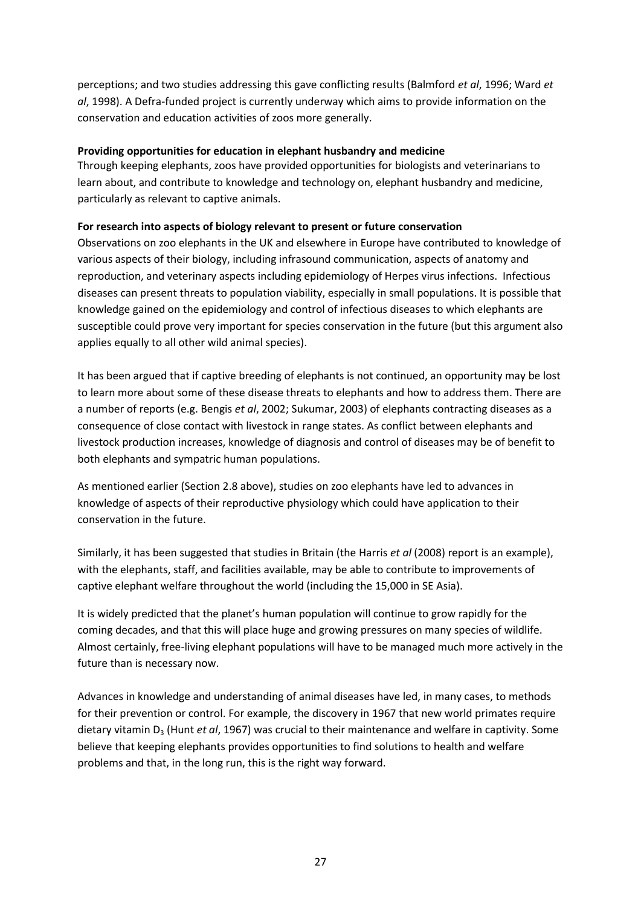perceptions; and two studies addressing this gave conflicting results (Balmford *et al*, 1996; Ward *et al*, 1998). A Defra-funded project is currently underway which aims to provide information on the conservation and education activities of zoos more generally.

**Providing opportunities for education in elephant husbandry and medicine**

Through keeping elephants, zoos have provided opportunities for biologists and veterinarians to learn about, and contribute to knowledge and technology on, elephant husbandry and medicine, particularly as relevant to captive animals.

**For research into aspects of biology relevant to present or future conservation**

Observations on zoo elephants in the UK and elsewhere in Europe have contributed to knowledge of various aspects of their biology, including infrasound communication, aspects of anatomy and reproduction, and veterinary aspects including epidemiology of Herpes virus infections. Infectious diseases can present threats to population viability, especially in small populations. It is possible that knowledge gained on the epidemiology and control of infectious diseases to which elephants are susceptible could prove very important for species conservation in the future (but this argument also applies equally to all other wild animal species).

It has been argued that if captive breeding of elephants is not continued, an opportunity may be lost to learn more about some of these disease threats to elephants and how to address them. There are a number of reports (e.g. Bengis *et al*, 2002; Sukumar, 2003) of elephants contracting diseases as a consequence of close contact with livestock in range states. As conflict between elephants and livestock production increases, knowledge of diagnosis and control of diseases may be of benefit to both elephants and sympatric human populations.

As mentioned earlier (Section 2.8 above), studies on zoo elephants have led to advances in knowledge of aspects of their reproductive physiology which could have application to their conservation in the future.

Similarly, it has been suggested that studies in Britain (the Harris *et al* (2008) report is an example), with the elephants, staff, and facilities available, may be able to contribute to improvements of captive elephant welfare throughout the world (including the 15,000 in SE Asia).

It is widely predicted that the planet's human population will continue to grow rapidly for the coming decades, and that this will place huge and growing pressures on many species of wildlife. Almost certainly, free-living elephant populations will have to be managed much more actively in the future than is necessary now.

Advances in knowledge and understanding of animal diseases have led, in many cases, to methods for their prevention or control. For example, the discovery in 1967 that new world primates require dietary vitamin $D_3$ (Hunt *et al*, 1967) was crucial to their maintenance and welfare in captivity. Some believe that keeping elephants provides opportunities to find solutions to health and welfare problems and that, in the long run, this is the right way forward.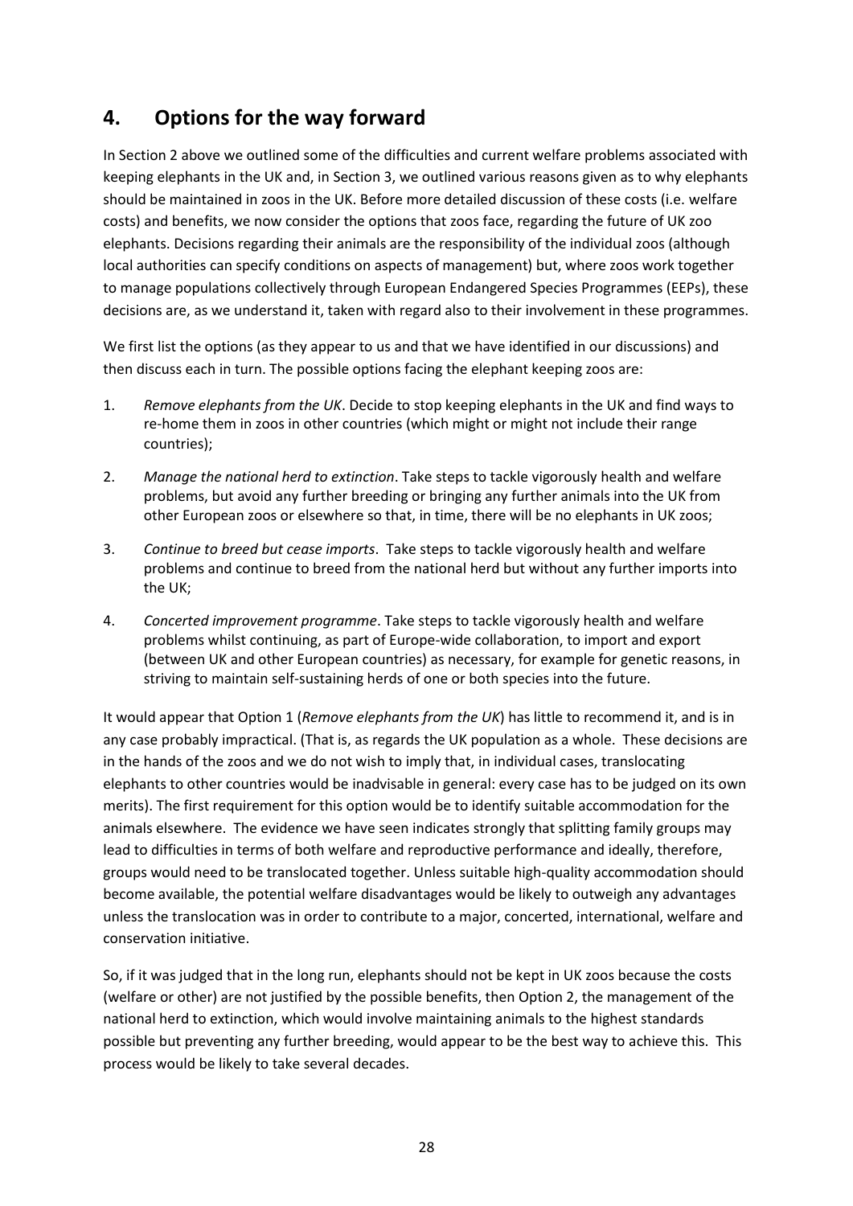## 4. Options for the way forward

In Section 2 above we outlined some of the difficulties and current welfare problems associated with keeping elephants in the UK and, in Section 3, we outlined various reasons given as to why elephants should be maintained in zoos in the UK. Before more detailed discussion of these costs (i.e. welfare costs) and benefits, we now consider the options that zoos face, regarding the future of UK zoo elephants. Decisions regarding their animals are the responsibility of the individual zoos (although local authorities can specify conditions on aspects of management) but, where zoos work together to manage populations collectively through European Endangered Species Programmes (EEPs), these decisions are, as we understand it, taken with regard also to their involvement in these programmes.

We first list the options (as they appear to us and that we have identified in our discussions) and then discuss each in turn. The possible options facing the elephant keeping zoos are:

1. *Remove elephants from the UK*. Decide to stop keeping elephants in the UK and find ways to re-home them in zoos in other countries (which might or might not include their range countries);
2. *Manage the national herd to extinction*. Take steps to tackle vigorously health and welfare problems, but avoid any further breeding or bringing any further animals into the UK from other European zoos or elsewhere so that, in time, there will be no elephants in UK zoos;
3. *Continue to breed but cease imports*. Take steps to tackle vigorously health and welfare problems and continue to breed from the national herd but without any further imports into the UK;
4. *Concerted improvement programme*. Take steps to tackle vigorously health and welfare problems whilst continuing, as part of Europe-wide collaboration, to import and export (between UK and other European countries) as necessary, for example for genetic reasons, in striving to maintain self-sustaining herds of one or both species into the future.

It would appear that Option 1 (*Remove elephants from the UK*) has little to recommend it, and is in any case probably impractical. (That is, as regards the UK population as a whole. These decisions are in the hands of the zoos and we do not wish to imply that, in individual cases, translocating elephants to other countries would be inadvisable in general: every case has to be judged on its own merits). The first requirement for this option would be to identify suitable accommodation for the animals elsewhere. The evidence we have seen indicates strongly that splitting family groups may lead to difficulties in terms of both welfare and reproductive performance and ideally, therefore, groups would need to be translocated together. Unless suitable high-quality accommodation should become available, the potential welfare disadvantages would be likely to outweigh any advantages unless the translocation was in order to contribute to a major, concerted, international, welfare and conservation initiative.

So, if it was judged that in the long run, elephants should not be kept in UK zoos because the costs (welfare or other) are not justified by the possible benefits, then Option 2, the management of the national herd to extinction, which would involve maintaining animals to the highest standards possible but preventing any further breeding, would appear to be the best way to achieve this. This process would be likely to take several decades.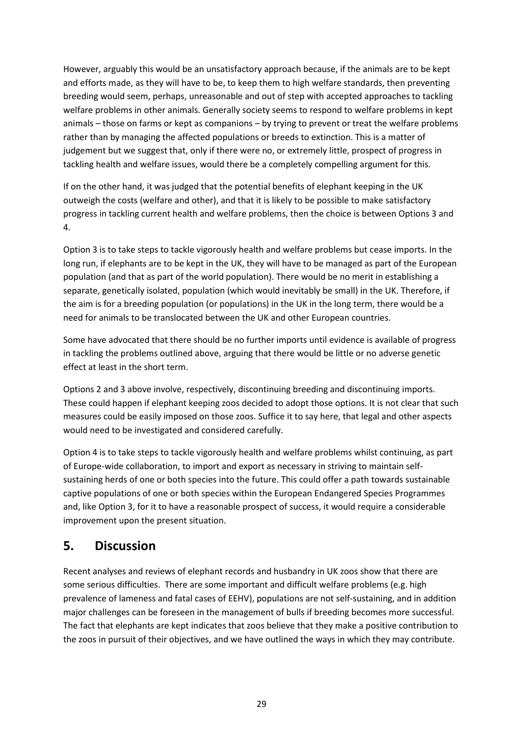However, arguably this would be an unsatisfactory approach because, if the animals are to be kept and efforts made, as they will have to be, to keep them to high welfare standards, then preventing breeding would seem, perhaps, unreasonable and out of step with accepted approaches to tackling welfare problems in other animals. Generally society seems to respond to welfare problems in kept animals – those on farms or kept as companions – by trying to prevent or treat the welfare problems rather than by managing the affected populations or breeds to extinction. This is a matter of judgement but we suggest that, only if there were no, or extremely little, prospect of progress in tackling health and welfare issues, would there be a completely compelling argument for this.

If on the other hand, it was judged that the potential benefits of elephant keeping in the UK outweigh the costs (welfare and other), and that it is likely to be possible to make satisfactory progress in tackling current health and welfare problems, then the choice is between Options 3 and 4.

Option 3 is to take steps to tackle vigorously health and welfare problems but cease imports. In the long run, if elephants are to be kept in the UK, they will have to be managed as part of the European population (and that as part of the world population). There would be no merit in establishing a separate, genetically isolated, population (which would inevitably be small) in the UK. Therefore, if the aim is for a breeding population (or populations) in the UK in the long term, there would be a need for animals to be translocated between the UK and other European countries.

Some have advocated that there should be no further imports until evidence is available of progress in tackling the problems outlined above, arguing that there would be little or no adverse genetic effect at least in the short term.

Options 2 and 3 above involve, respectively, discontinuing breeding and discontinuing imports. These could happen if elephant keeping zoos decided to adopt those options. It is not clear that such measures could be easily imposed on those zoos. Suffice it to say here, that legal and other aspects would need to be investigated and considered carefully.

Option 4 is to take steps to tackle vigorously health and welfare problems whilst continuing, as part of Europe-wide collaboration, to import and export as necessary in striving to maintain self-sustaining herds of one or both species into the future. This could offer a path towards sustainable captive populations of one or both species within the European Endangered Species Programmes and, like Option 3, for it to have a reasonable prospect of success, it would require a considerable improvement upon the present situation.

## 5. Discussion

Recent analyses and reviews of elephant records and husbandry in UK zoos show that there are some serious difficulties. There are some important and difficult welfare problems (e.g. high prevalence of lameness and fatal cases of EEHV), populations are not self-sustaining, and in addition major challenges can be foreseen in the management of bulls if breeding becomes more successful. The fact that elephants are kept indicates that zoos believe that they make a positive contribution to the zoos in pursuit of their objectives, and we have outlined the ways in which they may contribute.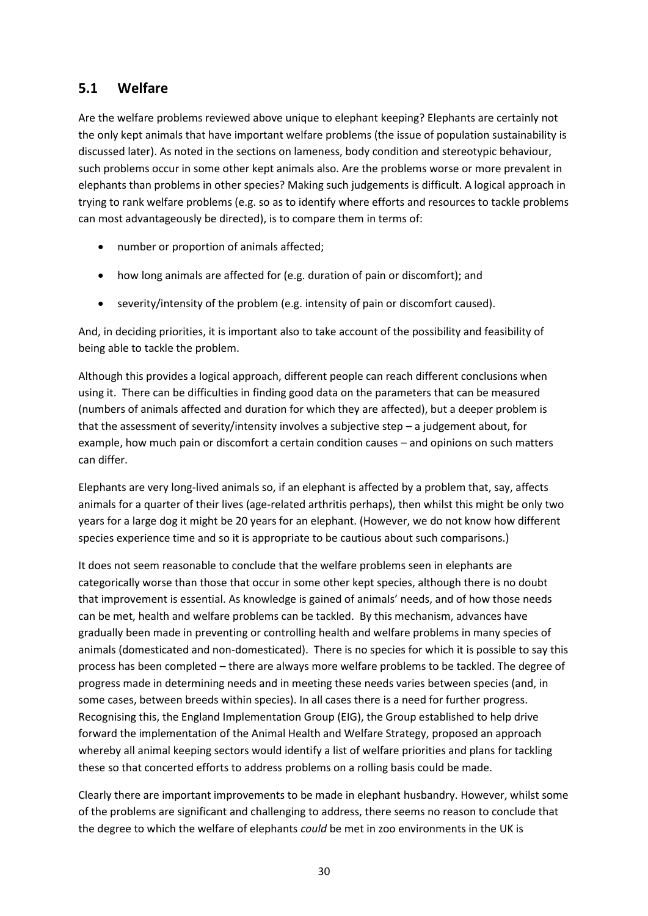## 5.1 Welfare

Are the welfare problems reviewed above unique to elephant keeping? Elephants are certainly not the only kept animals that have important welfare problems (the issue of population sustainability is discussed later). As noted in the sections on lameness, body condition and stereotypic behaviour, such problems occur in some other kept animals also. Are the problems worse or more prevalent in elephants than problems in other species? Making such judgements is difficult. A logical approach in trying to rank welfare problems (e.g. so as to identify where efforts and resources to tackle problems can most advantageously be directed), is to compare them in terms of:

- number or proportion of animals affected;
- how long animals are affected for (e.g. duration of pain or discomfort); and
- severity/intensity of the problem (e.g. intensity of pain or discomfort caused).

And, in deciding priorities, it is important also to take account of the possibility and feasibility of being able to tackle the problem.

Although this provides a logical approach, different people can reach different conclusions when using it. There can be difficulties in finding good data on the parameters that can be measured (numbers of animals affected and duration for which they are affected), but a deeper problem is that the assessment of severity/intensity involves a subjective step – a judgement about, for example, how much pain or discomfort a certain condition causes – and opinions on such matters can differ.

Elephants are very long-lived animals so, if an elephant is affected by a problem that, say, affects animals for a quarter of their lives (age-related arthritis perhaps), then whilst this might be only two years for a large dog it might be 20 years for an elephant. (However, we do not know how different species experience time and so it is appropriate to be cautious about such comparisons.)

It does not seem reasonable to conclude that the welfare problems seen in elephants are categorically worse than those that occur in some other kept species, although there is no doubt that improvement is essential. As knowledge is gained of animals' needs, and of how those needs can be met, health and welfare problems can be tackled. By this mechanism, advances have gradually been made in preventing or controlling health and welfare problems in many species of animals (domesticated and non-domesticated). There is no species for which it is possible to say this process has been completed – there are always more welfare problems to be tackled. The degree of progress made in determining needs and in meeting these needs varies between species (and, in some cases, between breeds within species). In all cases there is a need for further progress. Recognising this, the England Implementation Group (EIG), the Group established to help drive forward the implementation of the Animal Health and Welfare Strategy, proposed an approach whereby all animal keeping sectors would identify a list of welfare priorities and plans for tackling these so that concerted efforts to address problems on a rolling basis could be made.

Clearly there are important improvements to be made in elephant husbandry. However, whilst some of the problems are significant and challenging to address, there seems no reason to conclude that the degree to which the welfare of elephants *could* be met in zoo environments in the UK is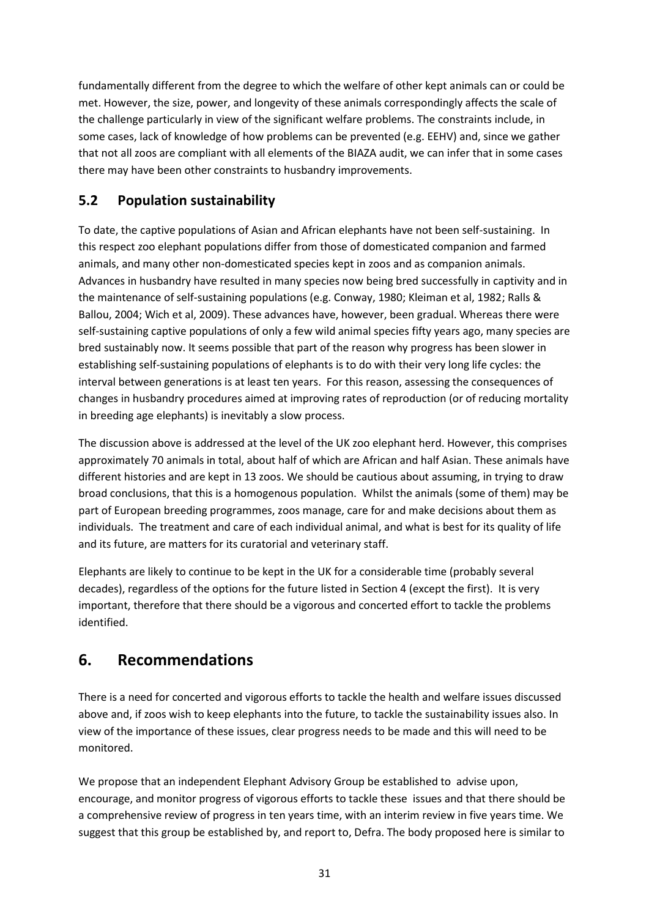fundamentally different from the degree to which the welfare of other kept animals can or could be met. However, the size, power, and longevity of these animals correspondingly affects the scale of the challenge particularly in view of the significant welfare problems. The constraints include, in some cases, lack of knowledge of how problems can be prevented (e.g. EEHV) and, since we gather that not all zoos are compliant with all elements of the BIAZA audit, we can infer that in some cases there may have been other constraints to husbandry improvements.

## 5.2 Population sustainability

To date, the captive populations of Asian and African elephants have not been self-sustaining. In this respect zoo elephant populations differ from those of domesticated companion and farmed animals, and many other non-domesticated species kept in zoos and as companion animals. Advances in husbandry have resulted in many species now being bred successfully in captivity and in the maintenance of self-sustaining populations (e.g. Conway, 1980; Kleiman et al, 1982; Ralls & Ballou, 2004; Wich et al, 2009). These advances have, however, been gradual. Whereas there were self-sustaining captive populations of only a few wild animal species fifty years ago, many species are bred sustainably now. It seems possible that part of the reason why progress has been slower in establishing self-sustaining populations of elephants is to do with their very long life cycles: the interval between generations is at least ten years. For this reason, assessing the consequences of changes in husbandry procedures aimed at improving rates of reproduction (or of reducing mortality in breeding age elephants) is inevitably a slow process.

The discussion above is addressed at the level of the UK zoo elephant herd. However, this comprises approximately 70 animals in total, about half of which are African and half Asian. These animals have different histories and are kept in 13 zoos. We should be cautious about assuming, in trying to draw broad conclusions, that this is a homogenous population. Whilst the animals (some of them) may be part of European breeding programmes, zoos manage, care for and make decisions about them as individuals. The treatment and care of each individual animal, and what is best for its quality of life and its future, are matters for its curatorial and veterinary staff.

Elephants are likely to continue to be kept in the UK for a considerable time (probably several decades), regardless of the options for the future listed in Section 4 (except the first). It is very important, therefore that there should be a vigorous and concerted effort to tackle the problems identified.

# 6. Recommendations

There is a need for concerted and vigorous efforts to tackle the health and welfare issues discussed above and, if zoos wish to keep elephants into the future, to tackle the sustainability issues also. In view of the importance of these issues, clear progress needs to be made and this will need to be monitored.

We propose that an independent Elephant Advisory Group be established to advise upon, encourage, and monitor progress of vigorous efforts to tackle these issues and that there should be a comprehensive review of progress in ten years time, with an interim review in five years time. We suggest that this group be established by, and report to, Defra. The body proposed here is similar to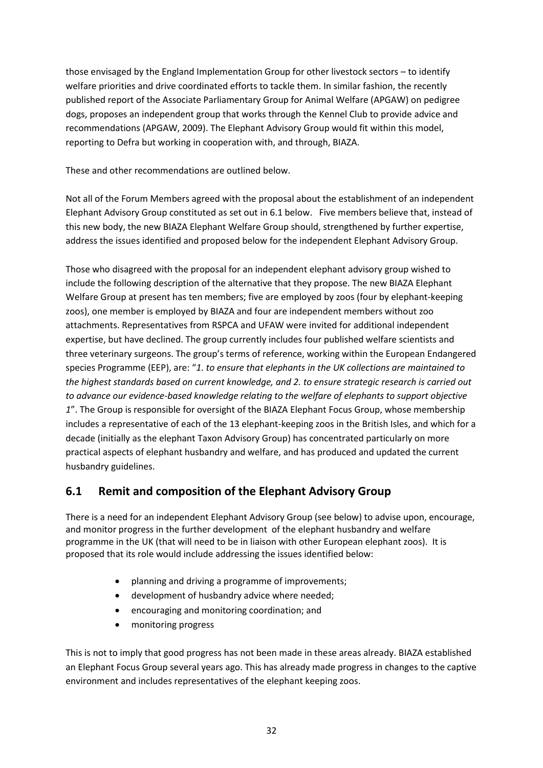those envisaged by the England Implementation Group for other livestock sectors – to identify welfare priorities and drive coordinated efforts to tackle them. In similar fashion, the recently published report of the Associate Parliamentary Group for Animal Welfare (APGAW) on pedigree dogs, proposes an independent group that works through the Kennel Club to provide advice and recommendations (APGAW, 2009). The Elephant Advisory Group would fit within this model, reporting to Defra but working in cooperation with, and through, BIAZA.

These and other recommendations are outlined below.

Not all of the Forum Members agreed with the proposal about the establishment of an independent Elephant Advisory Group constituted as set out in 6.1 below. Five members believe that, instead of this new body, the new BIAZA Elephant Welfare Group should, strengthened by further expertise, address the issues identified and proposed below for the independent Elephant Advisory Group.

Those who disagreed with the proposal for an independent elephant advisory group wished to include the following description of the alternative that they propose. The new BIAZA Elephant Welfare Group at present has ten members; five are employed by zoos (four by elephant-keeping zoos), one member is employed by BIAZA and four are independent members without zoo attachments. Representatives from RSPCA and UFAW were invited for additional independent expertise, but have declined. The group currently includes four published welfare scientists and three veterinary surgeons. The group's terms of reference, working within the European Endangered species Programme (EEP), are: "*1. to ensure that elephants in the UK collections are maintained to the highest standards based on current knowledge, and 2. to ensure strategic research is carried out to advance our evidence-based knowledge relating to the welfare of elephants to support objective 1*". The Group is responsible for oversight of the BIAZA Elephant Focus Group, whose membership includes a representative of each of the 13 elephant-keeping zoos in the British Isles, and which for a decade (initially as the elephant Taxon Advisory Group) has concentrated particularly on more practical aspects of elephant husbandry and welfare, and has produced and updated the current husbandry guidelines.

## 6.1 Remit and composition of the Elephant Advisory Group

There is a need for an independent Elephant Advisory Group (see below) to advise upon, encourage, and monitor progress in the further development of the elephant husbandry and welfare programme in the UK (that will need to be in liaison with other European elephant zoos). It is proposed that its role would include addressing the issues identified below:

- planning and driving a programme of improvements;
- development of husbandry advice where needed;
- encouraging and monitoring coordination; and
- monitoring progress

This is not to imply that good progress has not been made in these areas already. BIAZA established an Elephant Focus Group several years ago. This has already made progress in changes to the captive environment and includes representatives of the elephant keeping zoos.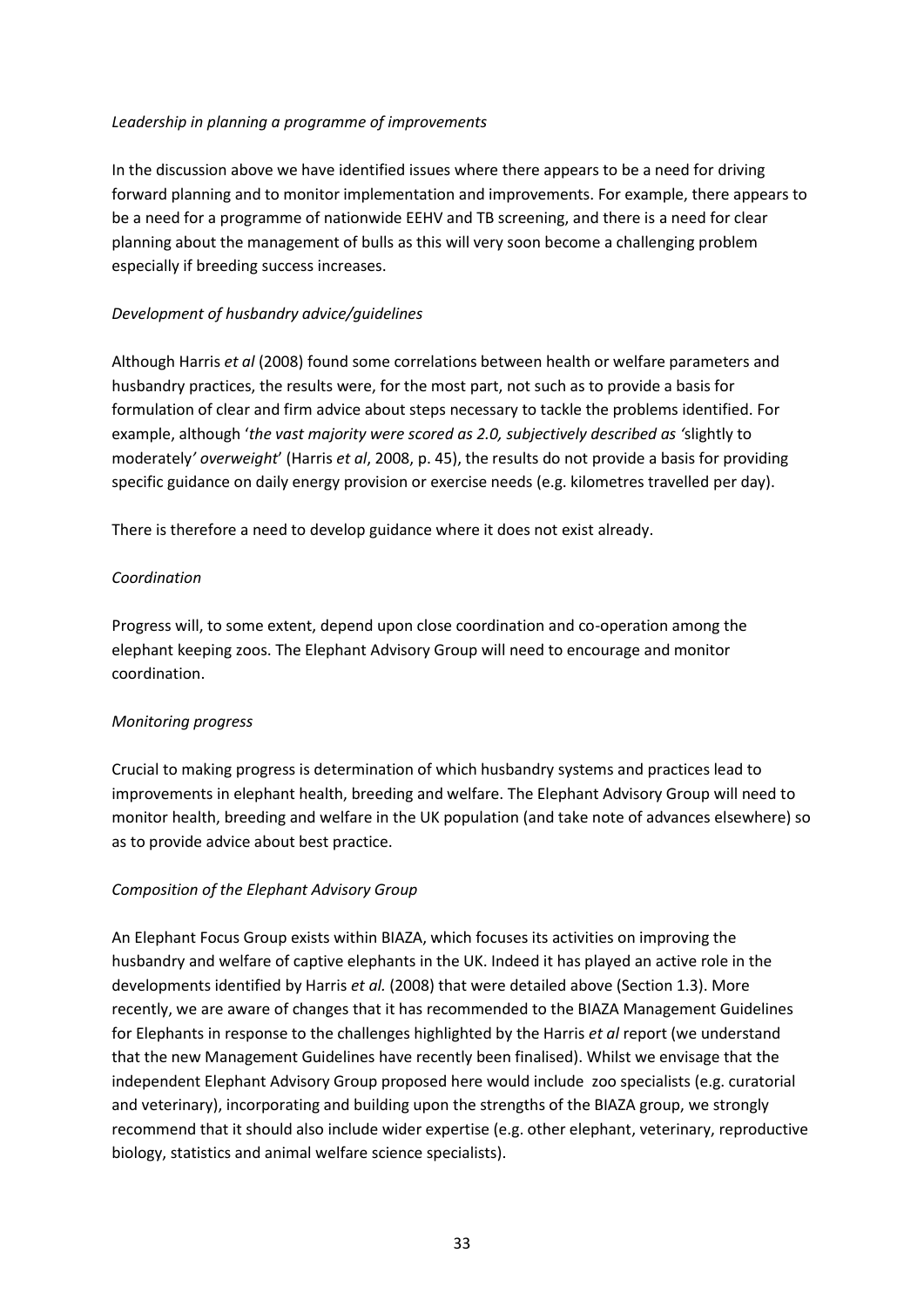*Leadership in planning a programme of improvements*

In the discussion above we have identified issues where there appears to be a need for driving forward planning and to monitor implementation and improvements. For example, there appears to be a need for a programme of nationwide EEHV and TB screening, and there is a need for clear planning about the management of bulls as this will very soon become a challenging problem especially if breeding success increases.

*Development of husbandry advice/guidelines*

Although Harris *et al* (2008) found some correlations between health or welfare parameters and husbandry practices, the results were, for the most part, not such as to provide a basis for formulation of clear and firm advice about steps necessary to tackle the problems identified. For example, although '*the vast majority were scored as 2.0, subjectively described as '*slightly to moderately*' overweight*' (Harris *et al*, 2008, p. 45), the results do not provide a basis for providing specific guidance on daily energy provision or exercise needs (e.g. kilometres travelled per day).

There is therefore a need to develop guidance where it does not exist already.

*Coordination*

Progress will, to some extent, depend upon close coordination and co-operation among the elephant keeping zoos. The Elephant Advisory Group will need to encourage and monitor coordination.

*Monitoring progress*

Crucial to making progress is determination of which husbandry systems and practices lead to improvements in elephant health, breeding and welfare. The Elephant Advisory Group will need to monitor health, breeding and welfare in the UK population (and take note of advances elsewhere) so as to provide advice about best practice.

*Composition of the Elephant Advisory Group*

An Elephant Focus Group exists within BIAZA, which focuses its activities on improving the husbandry and welfare of captive elephants in the UK. Indeed it has played an active role in the developments identified by Harris *et al.* (2008) that were detailed above (Section 1.3). More recently, we are aware of changes that it has recommended to the BIAZA Management Guidelines for Elephants in response to the challenges highlighted by the Harris *et al* report (we understand that the new Management Guidelines have recently been finalised). Whilst we envisage that the independent Elephant Advisory Group proposed here would include zoo specialists (e.g. curatorial and veterinary), incorporating and building upon the strengths of the BIAZA group, we strongly recommend that it should also include wider expertise (e.g. other elephant, veterinary, reproductive biology, statistics and animal welfare science specialists).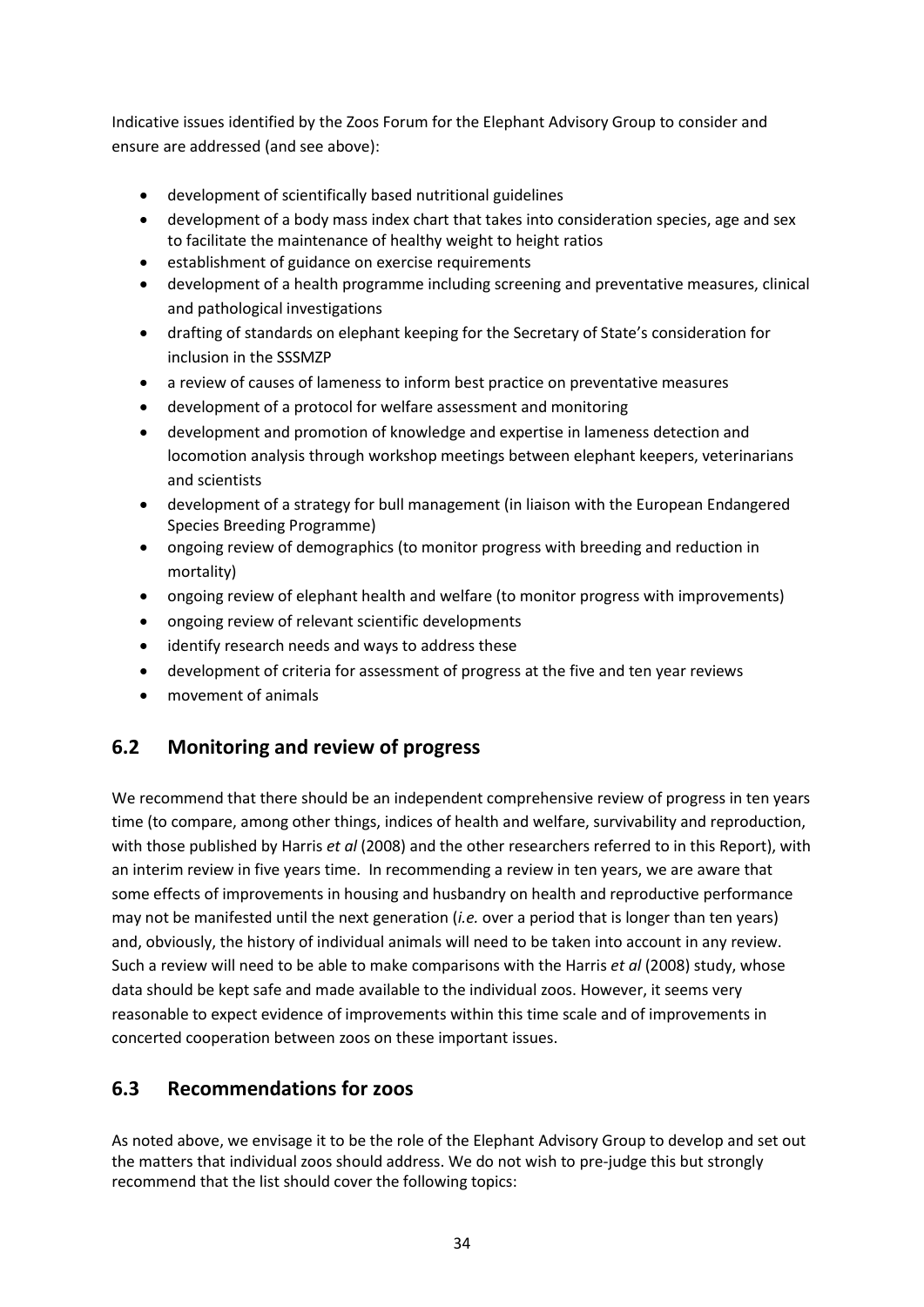Indicative issues identified by the Zoos Forum for the Elephant Advisory Group to consider and ensure are addressed (and see above):

- development of scientifically based nutritional guidelines
- development of a body mass index chart that takes into consideration species, age and sex to facilitate the maintenance of healthy weight to height ratios
- establishment of guidance on exercise requirements
- development of a health programme including screening and preventative measures, clinical and pathological investigations
- drafting of standards on elephant keeping for the Secretary of State's consideration for inclusion in the SSSMZP
- a review of causes of lameness to inform best practice on preventative measures
- development of a protocol for welfare assessment and monitoring
- development and promotion of knowledge and expertise in lameness detection and locomotion analysis through workshop meetings between elephant keepers, veterinarians and scientists
- development of a strategy for bull management (in liaison with the European Endangered Species Breeding Programme)
- ongoing review of demographics (to monitor progress with breeding and reduction in mortality)
- ongoing review of elephant health and welfare (to monitor progress with improvements)
- ongoing review of relevant scientific developments
- identify research needs and ways to address these
- development of criteria for assessment of progress at the five and ten year reviews
- movement of animals

## 6.2 Monitoring and review of progress

We recommend that there should be an independent comprehensive review of progress in ten years time (to compare, among other things, indices of health and welfare, survivability and reproduction, with those published by Harris *et al* (2008) and the other researchers referred to in this Report), with an interim review in five years time. In recommending a review in ten years, we are aware that some effects of improvements in housing and husbandry on health and reproductive performance may not be manifested until the next generation (*i.e.* over a period that is longer than ten years) and, obviously, the history of individual animals will need to be taken into account in any review. Such a review will need to be able to make comparisons with the Harris *et al* (2008) study, whose data should be kept safe and made available to the individual zoos. However, it seems very reasonable to expect evidence of improvements within this time scale and of improvements in concerted cooperation between zoos on these important issues.

## 6.3 Recommendations for zoos

As noted above, we envisage it to be the role of the Elephant Advisory Group to develop and set out the matters that individual zoos should address. We do not wish to pre-judge this but strongly recommend that the list should cover the following topics: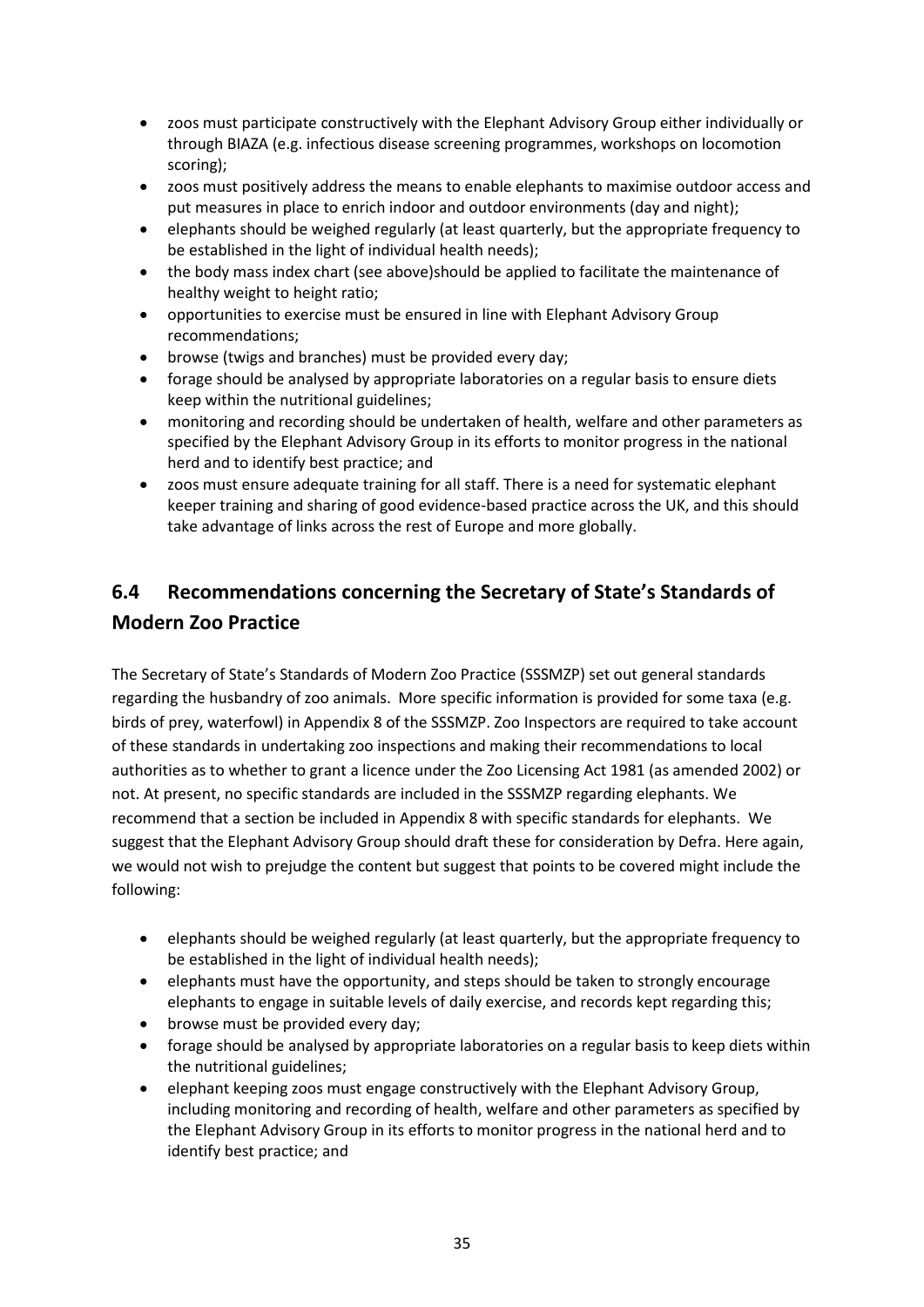- zoos must participate constructively with the Elephant Advisory Group either individually or through BIAZA (e.g. infectious disease screening programmes, workshops on locomotion scoring);
- zoos must positively address the means to enable elephants to maximise outdoor access and put measures in place to enrich indoor and outdoor environments (day and night);
- elephants should be weighed regularly (at least quarterly, but the appropriate frequency to be established in the light of individual health needs);
- the body mass index chart (see above)should be applied to facilitate the maintenance of healthy weight to height ratio;
- opportunities to exercise must be ensured in line with Elephant Advisory Group recommendations;
- browse (twigs and branches) must be provided every day;
- forage should be analysed by appropriate laboratories on a regular basis to ensure diets keep within the nutritional guidelines;
- monitoring and recording should be undertaken of health, welfare and other parameters as specified by the Elephant Advisory Group in its efforts to monitor progress in the national herd and to identify best practice; and
- zoos must ensure adequate training for all staff. There is a need for systematic elephant keeper training and sharing of good evidence-based practice across the UK, and this should take advantage of links across the rest of Europe and more globally.

## 6.4 Recommendations concerning the Secretary of State's Standards of Modern Zoo Practice

The Secretary of State's Standards of Modern Zoo Practice (SSSMZP) set out general standards regarding the husbandry of zoo animals. More specific information is provided for some taxa (e.g. birds of prey, waterfowl) in Appendix 8 of the SSSMZP. Zoo Inspectors are required to take account of these standards in undertaking zoo inspections and making their recommendations to local authorities as to whether to grant a licence under the Zoo Licensing Act 1981 (as amended 2002) or not. At present, no specific standards are included in the SSSMZP regarding elephants. We recommend that a section be included in Appendix 8 with specific standards for elephants. We suggest that the Elephant Advisory Group should draft these for consideration by Defra. Here again, we would not wish to prejudge the content but suggest that points to be covered might include the following:

- elephants should be weighed regularly (at least quarterly, but the appropriate frequency to be established in the light of individual health needs);
- elephants must have the opportunity, and steps should be taken to strongly encourage elephants to engage in suitable levels of daily exercise, and records kept regarding this;
- browse must be provided every day;
- forage should be analysed by appropriate laboratories on a regular basis to keep diets within the nutritional guidelines;
- elephant keeping zoos must engage constructively with the Elephant Advisory Group, including monitoring and recording of health, welfare and other parameters as specified by the Elephant Advisory Group in its efforts to monitor progress in the national herd and to identify best practice; and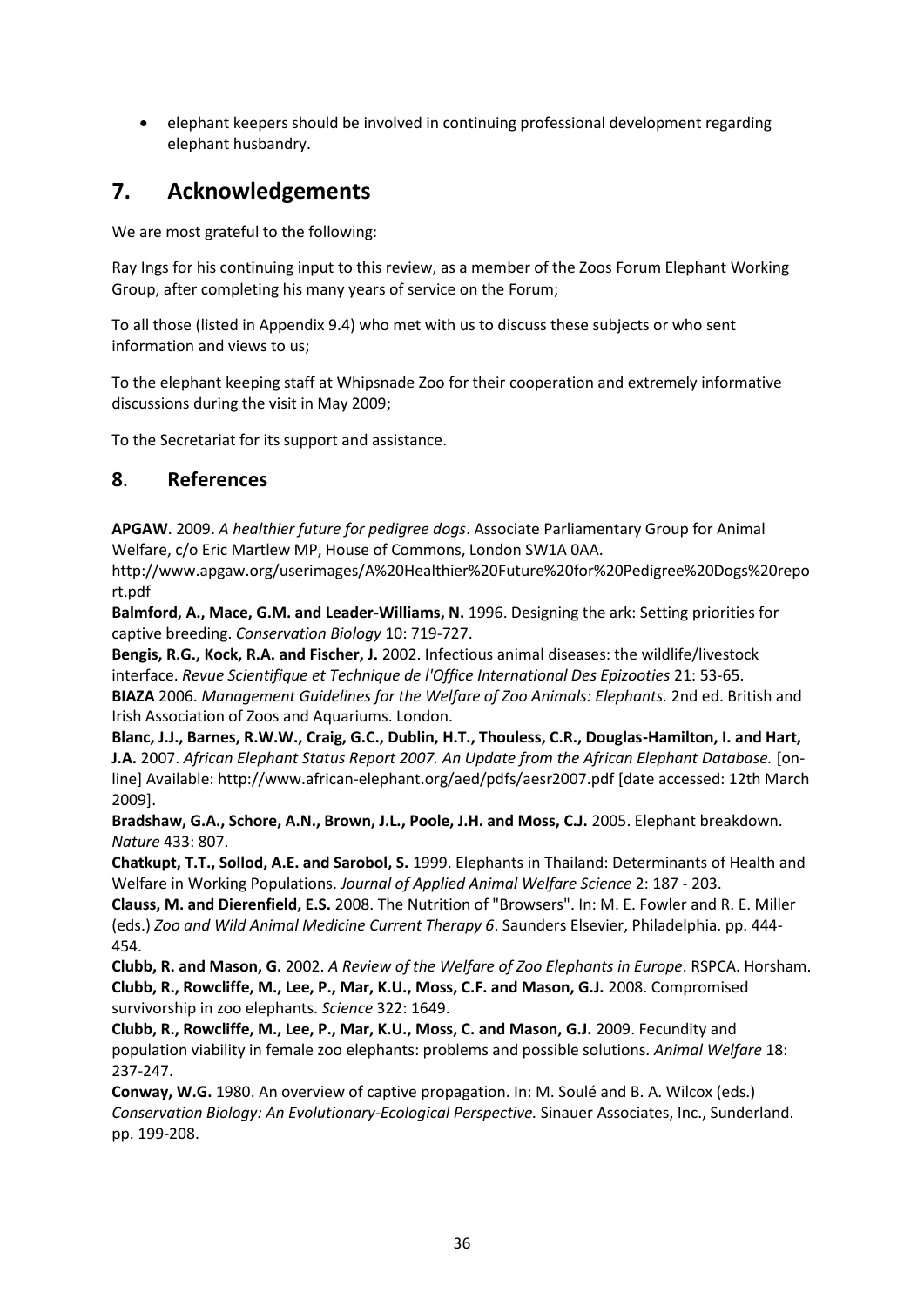- elephant keepers should be involved in continuing professional development regarding elephant husbandry.

# 7. Acknowledgements

We are most grateful to the following:

Ray Ings for his continuing input to this review, as a member of the Zoos Forum Elephant Working Group, after completing his many years of service on the Forum;

To all those (listed in Appendix 9.4) who met with us to discuss these subjects or who sent information and views to us;

To the elephant keeping staff at Whipsnade Zoo for their cooperation and extremely informative discussions during the visit in May 2009;

To the Secretariat for its support and assistance.

## 8. References

**APGAW**. 2009. *A healthier future for pedigree dogs*. Associate Parliamentary Group for Animal Welfare, c/o Eric Martlew MP, House of Commons, London SW1A 0AA. http://www.apgaw.org/userimages/A%20Healthier%20Future%20for%20Pedigree%20Dogs%20report.pdf

**Balmford, A., Mace, G.M. and Leader-Williams, N.** 1996. Designing the ark: Setting priorities for captive breeding. *Conservation Biology* 10: 719-727.

**Bengis, R.G., Kock, R.A. and Fischer, J.** 2002. Infectious animal diseases: the wildlife/livestock interface. *Revue Scientifique et Technique de l'Office International Des Epizooties* 21: 53-65.

**BIAZA** 2006. *Management Guidelines for the Welfare of Zoo Animals: Elephants.* 2nd ed. British and Irish Association of Zoos and Aquariums. London.

**Blanc, J.J., Barnes, R.W.W., Craig, G.C., Dublin, H.T., Thouless, C.R., Douglas-Hamilton, I. and Hart, J.A.** 2007. *African Elephant Status Report 2007. An Update from the African Elephant Database.* [on-line] Available: http://www.african-elephant.org/aed/pdfs/aesr2007.pdf [date accessed: 12th March 2009].

**Bradshaw, G.A., Schore, A.N., Brown, J.L., Poole, J.H. and Moss, C.J.** 2005. Elephant breakdown. *Nature* 433: 807.

**Chatkupt, T.T., Sollod, A.E. and Sarobol, S.** 1999. Elephants in Thailand: Determinants of Health and Welfare in Working Populations. *Journal of Applied Animal Welfare Science* 2: 187 - 203.

**Clauss, M. and Dierenfield, E.S.** 2008. The Nutrition of "Browsers". In: M. E. Fowler and R. E. Miller (eds.) *Zoo and Wild Animal Medicine Current Therapy 6*. Saunders Elsevier, Philadelphia. pp. 444-454.

**Clubb, R. and Mason, G.** 2002. *A Review of the Welfare of Zoo Elephants in Europe*. RSPCA. Horsham.

**Clubb, R., Rowcliffe, M., Lee, P., Mar, K.U., Moss, C.F. and Mason, G.J.** 2008. Compromised survivorship in zoo elephants. *Science* 322: 1649.

**Clubb, R., Rowcliffe, M., Lee, P., Mar, K.U., Moss, C. and Mason, G.J.** 2009. Fecundity and population viability in female zoo elephants: problems and possible solutions. *Animal Welfare* 18: 237-247.

**Conway, W.G.** 1980. An overview of captive propagation. In: M. Soulé and B. A. Wilcox (eds.) *Conservation Biology: An Evolutionary-Ecological Perspective.* Sinauer Associates, Inc., Sunderland. pp. 199-208.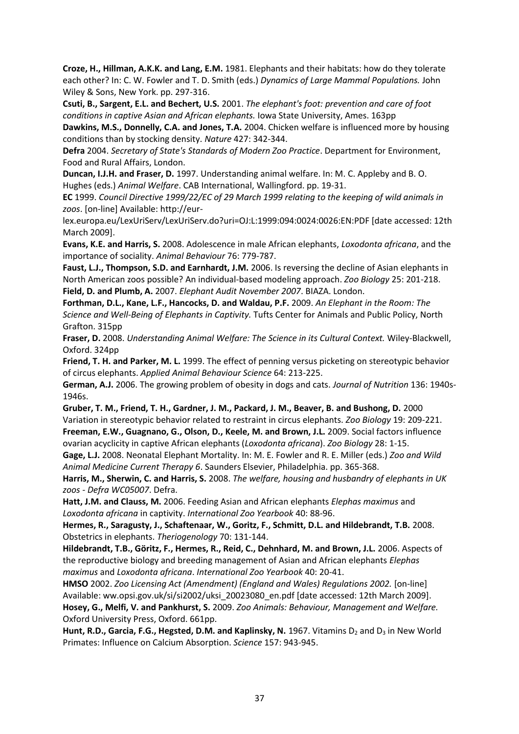**Croze, H., Hillman, A.K.K. and Lang, E.M.** 1981. Elephants and their habitats: how do they tolerate each other? In: C. W. Fowler and T. D. Smith (eds.) *Dynamics of Large Mammal Populations.* John Wiley & Sons, New York. pp. 297-316.

**Csuti, B., Sargent, E.L. and Bechert, U.S.** 2001. *The elephant's foot: prevention and care of foot conditions in captive Asian and African elephants.* Iowa State University, Ames. 163pp

**Dawkins, M.S., Donnelly, C.A. and Jones, T.A.** 2004. Chicken welfare is influenced more by housing conditions than by stocking density. *Nature* 427: 342-344.

**Defra** 2004. *Secretary of State's Standards of Modern Zoo Practice*. Department for Environment, Food and Rural Affairs, London.

**Duncan, I.J.H. and Fraser, D.** 1997. Understanding animal welfare. In: M. C. Appleby and B. O. Hughes (eds.) *Animal Welfare*. CAB International, Wallingford. pp. 19-31.

**EC** 1999. *Council Directive 1999/22/EC of 29 March 1999 relating to the keeping of wild animals in zoos*. [on-line] Available: http://eur-lex.europa.eu/LexUriServ/LexUriServ.do?uri=OJ:L:1999:094:0024:0026:EN:PDF [date accessed: 12th March 2009].

**Evans, K.E. and Harris, S.** 2008. Adolescence in male African elephants, *Loxodonta africana*, and the importance of sociality. *Animal Behaviour* 76: 779-787.

**Faust, L.J., Thompson, S.D. and Earnhardt, J.M.** 2006. Is reversing the decline of Asian elephants in North American zoos possible? An individual-based modeling approach. *Zoo Biology* 25: 201-218.

**Field, D. and Plumb, A.** 2007. *Elephant Audit November 2007*. BIAZA. London.

**Forthman, D.L., Kane, L.F., Hancocks, D. and Waldau, P.F.** 2009. *An Elephant in the Room: The Science and Well-Being of Elephants in Captivity.* Tufts Center for Animals and Public Policy, North Grafton. 315pp

**Fraser, D.** 2008. *Understanding Animal Welfare: The Science in its Cultural Context.* Wiley-Blackwell, Oxford. 324pp

**Friend, T. H. and Parker, M. L.** 1999. The effect of penning versus picketing on stereotypic behavior of circus elephants. *Applied Animal Behaviour Science* 64: 213-225.

**German, A.J.** 2006. The growing problem of obesity in dogs and cats. *Journal of Nutrition* 136: 1940s-1946s.

**Gruber, T. M., Friend, T. H., Gardner, J. M., Packard, J. M., Beaver, B. and Bushong, D.** 2000 Variation in stereotypic behavior related to restraint in circus elephants. *Zoo Biology* 19: 209-221.

**Freeman, E.W., Guagnano, G., Olson, D., Keele, M. and Brown, J.L.** 2009. Social factors influence ovarian acyclicity in captive African elephants (*Loxodonta africana*). *Zoo Biology* 28: 1-15.

**Gage, L.J.** 2008. Neonatal Elephant Mortality. In: M. E. Fowler and R. E. Miller (eds.) *Zoo and Wild Animal Medicine Current Therapy 6*. Saunders Elsevier, Philadelphia. pp. 365-368.

**Harris, M., Sherwin, C. and Harris, S.** 2008. *The welfare, housing and husbandry of elephants in UK zoos - Defra WC05007*. Defra.

**Hatt, J.M. and Clauss, M.** 2006. Feeding Asian and African elephants *Elephas maximus* and *Loxodonta africana* in captivity. *International Zoo Yearbook* 40: 88-96.

**Hermes, R., Saragusty, J., Schaftenaar, W., Goritz, F., Schmitt, D.L. and Hildebrandt, T.B.** 2008. Obstetrics in elephants. *Theriogenology* 70: 131-144.

**Hildebrandt, T.B., Göritz, F., Hermes, R., Reid, C., Dehnhard, M. and Brown, J.L.** 2006. Aspects of the reproductive biology and breeding management of Asian and African elephants *Elephas maximus* and *Loxodonta africana*. *International Zoo Yearbook* 40: 20-41.

**HMSO** 2002. *Zoo Licensing Act (Amendment) (England and Wales) Regulations 2002.* [on-line] Available: ww.opsi.gov.uk/si/si2002/uksi_20023080_en.pdf [date accessed: 12th March 2009].

**Hosey, G., Melfi, V. and Pankhurst, S.** 2009. *Zoo Animals: Behaviour, Management and Welfare.* Oxford University Press, Oxford. 661pp.

**Hunt, R.D., Garcia, F.G., Hegsted, D.M. and Kaplinsky, N.** 1967. Vitamins $D_2$ and $D_3$ in New World Primates: Influence on Calcium Absorption. *Science* 157: 943-945.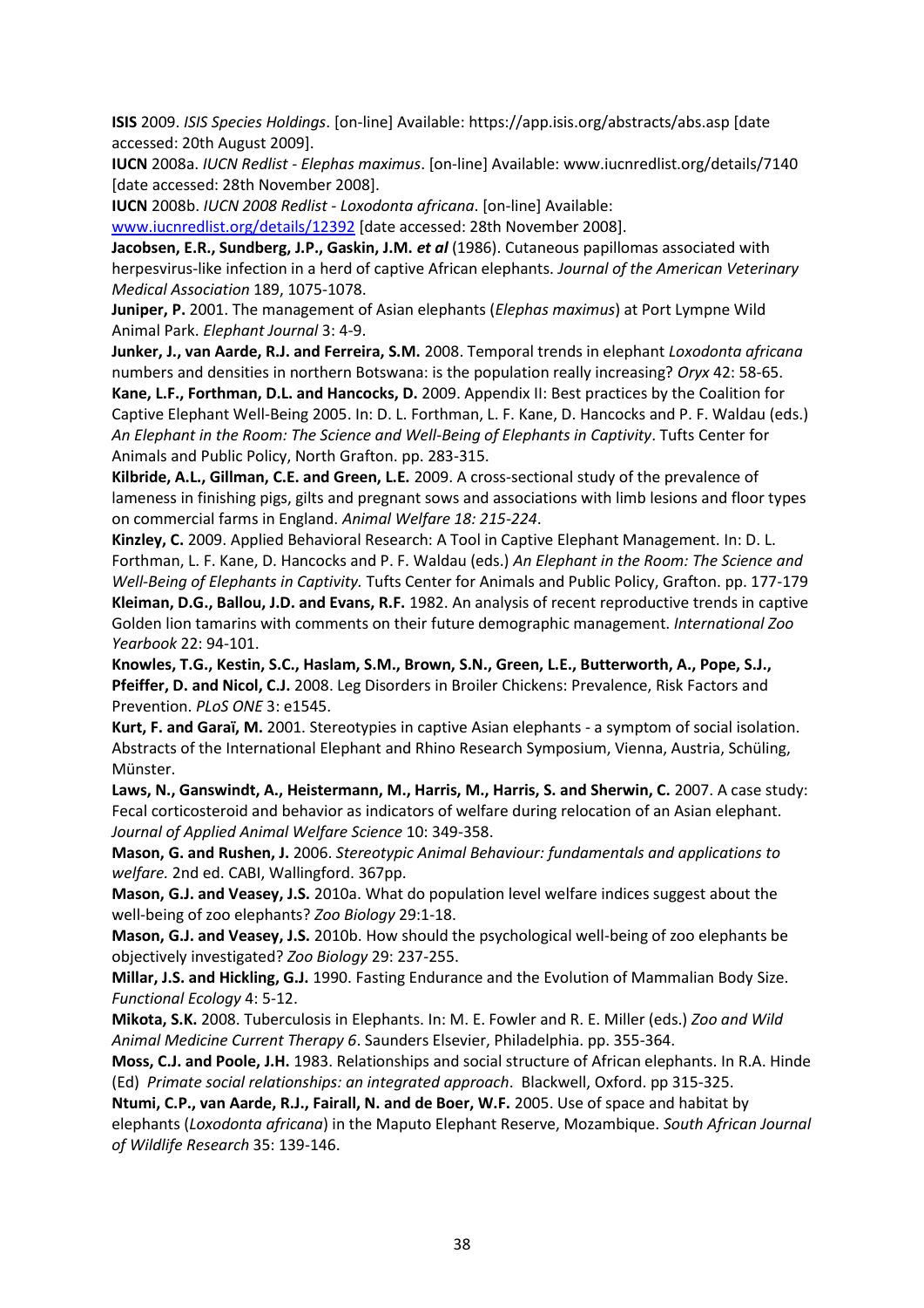**ISIS** 2009. *ISIS Species Holdings*. [on-line] Available: https://app.isis.org/abstracts/abs.asp [date accessed: 20th August 2009].

**IUCN** 2008a. *IUCN Redlist - Elephas maximus*. [on-line] Available: www.iucnredlist.org/details/7140 [date accessed: 28th November 2008].

**IUCN** 2008b. *IUCN 2008 Redlist - Loxodonta africana*. [on-line] Available: www.iucnredlist.org/details/12392 [date accessed: 28th November 2008].

**Jacobsen, E.R., Sundberg, J.P., Gaskin, J.M.** ***et al*** (1986). Cutaneous papillomas associated with herpesvirus-like infection in a herd of captive African elephants. *Journal of the American Veterinary Medical Association* 189, 1075-1078.

**Juniper, P.** 2001. The management of Asian elephants (*Elephas maximus*) at Port Lympne Wild Animal Park. *Elephant Journal* 3: 4-9.

**Junker, J., van Aarde, R.J. and Ferreira, S.M.** 2008. Temporal trends in elephant *Loxodonta africana* numbers and densities in northern Botswana: is the population really increasing? *Oryx* 42: 58-65.

**Kane, L.F., Forthman, D.L. and Hancocks, D.** 2009. Appendix II: Best practices by the Coalition for Captive Elephant Well-Being 2005. In: D. L. Forthman, L. F. Kane, D. Hancocks and P. F. Waldau (eds.) *An Elephant in the Room: The Science and Well-Being of Elephants in Captivity*. Tufts Center for Animals and Public Policy, North Grafton. pp. 283-315.

**Kilbride, A.L., Gillman, C.E. and Green, L.E.** 2009. A cross-sectional study of the prevalence of lameness in finishing pigs, gilts and pregnant sows and associations with limb lesions and floor types on commercial farms in England. *Animal Welfare 18: 215-224*.

**Kinzley, C.** 2009. Applied Behavioral Research: A Tool in Captive Elephant Management. In: D. L. Forthman, L. F. Kane, D. Hancocks and P. F. Waldau (eds.) *An Elephant in the Room: The Science and Well-Being of Elephants in Captivity.* Tufts Center for Animals and Public Policy, Grafton. pp. 177-179

**Kleiman, D.G., Ballou, J.D. and Evans, R.F.** 1982. An analysis of recent reproductive trends in captive Golden lion tamarins with comments on their future demographic management. *International Zoo Yearbook* 22: 94-101.

**Knowles, T.G., Kestin, S.C., Haslam, S.M., Brown, S.N., Green, L.E., Butterworth, A., Pope, S.J., Pfeiffer, D. and Nicol, C.J.** 2008. Leg Disorders in Broiler Chickens: Prevalence, Risk Factors and Prevention. *PLoS ONE* 3: e1545.

**Kurt, F. and Garaï, M.** 2001. Stereotypies in captive Asian elephants - a symptom of social isolation. Abstracts of the International Elephant and Rhino Research Symposium, Vienna, Austria, Schüling, Münster.

**Laws, N., Ganswindt, A., Heistermann, M., Harris, M., Harris, S. and Sherwin, C.** 2007. A case study: Fecal corticosteroid and behavior as indicators of welfare during relocation of an Asian elephant. *Journal of Applied Animal Welfare Science* 10: 349-358.

**Mason, G. and Rushen, J.** 2006. *Stereotypic Animal Behaviour: fundamentals and applications to welfare.* 2nd ed. CABI, Wallingford. 367pp.

**Mason, G.J. and Veasey, J.S.** 2010a. What do population level welfare indices suggest about the well-being of zoo elephants? *Zoo Biology* 29:1-18.

**Mason, G.J. and Veasey, J.S.** 2010b. How should the psychological well-being of zoo elephants be objectively investigated? *Zoo Biology* 29: 237-255.

**Millar, J.S. and Hickling, G.J.** 1990. Fasting Endurance and the Evolution of Mammalian Body Size. *Functional Ecology* 4: 5-12.

**Mikota, S.K.** 2008. Tuberculosis in Elephants. In: M. E. Fowler and R. E. Miller (eds.) *Zoo and Wild Animal Medicine Current Therapy 6*. Saunders Elsevier, Philadelphia. pp. 355-364.

**Moss, C.J. and Poole, J.H.** 1983. Relationships and social structure of African elephants. In R.A. Hinde (Ed) *Primate social relationships: an integrated approach*. Blackwell, Oxford. pp 315-325.

**Ntumi, C.P., van Aarde, R.J., Fairall, N. and de Boer, W.F.** 2005. Use of space and habitat by elephants (*Loxodonta africana*) in the Maputo Elephant Reserve, Mozambique. *South African Journal of Wildlife Research* 35: 139-146.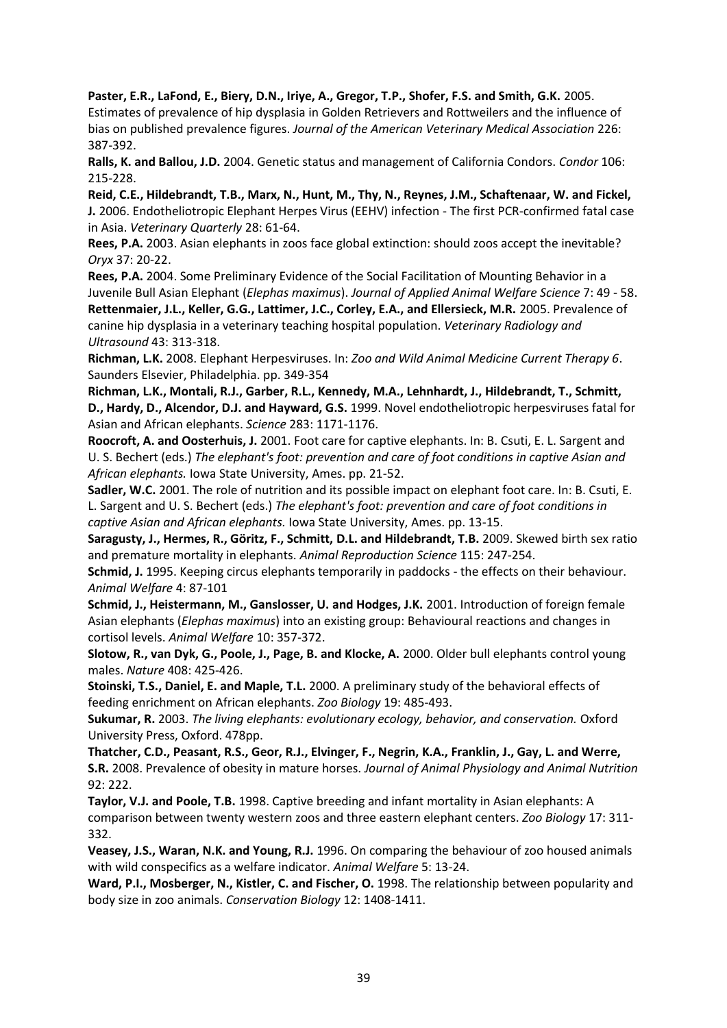**Paster, E.R., LaFond, E., Biery, D.N., Iriye, A., Gregor, T.P., Shofer, F.S. and Smith, G.K.** 2005. Estimates of prevalence of hip dysplasia in Golden Retrievers and Rottweilers and the influence of bias on published prevalence figures. *Journal of the American Veterinary Medical Association* 226: 387-392.

**Ralls, K. and Ballou, J.D.** 2004. Genetic status and management of California Condors. *Condor* 106: 215-228.

**Reid, C.E., Hildebrandt, T.B., Marx, N., Hunt, M., Thy, N., Reynes, J.M., Schaftenaar, W. and Fickel, J.** 2006. Endotheliotropic Elephant Herpes Virus (EEHV) infection - The first PCR-confirmed fatal case in Asia. *Veterinary Quarterly* 28: 61-64.

**Rees, P.A.** 2003. Asian elephants in zoos face global extinction: should zoos accept the inevitable? *Oryx* 37: 20-22.

**Rees, P.A.** 2004. Some Preliminary Evidence of the Social Facilitation of Mounting Behavior in a Juvenile Bull Asian Elephant (*Elephas maximus*). *Journal of Applied Animal Welfare Science* 7: 49 - 58.

**Rettenmaier, J.L., Keller, G.G., Lattimer, J.C., Corley, E.A., and Ellersieck, M.R.** 2005. Prevalence of canine hip dysplasia in a veterinary teaching hospital population. *Veterinary Radiology and Ultrasound* 43: 313-318.

**Richman, L.K.** 2008. Elephant Herpesviruses. In: *Zoo and Wild Animal Medicine Current Therapy 6*. Saunders Elsevier, Philadelphia. pp. 349-354

**Richman, L.K., Montali, R.J., Garber, R.L., Kennedy, M.A., Lehnhardt, J., Hildebrandt, T., Schmitt, D., Hardy, D., Alcendor, D.J. and Hayward, G.S.** 1999. Novel endotheliotropic herpesviruses fatal for Asian and African elephants. *Science* 283: 1171-1176.

**Roocroft, A. and Oosterhuis, J.** 2001. Foot care for captive elephants. In: B. Csuti, E. L. Sargent and U. S. Bechert (eds.) *The elephant's foot: prevention and care of foot conditions in captive Asian and African elephants.* Iowa State University, Ames. pp. 21-52.

**Sadler, W.C.** 2001. The role of nutrition and its possible impact on elephant foot care. In: B. Csuti, E. L. Sargent and U. S. Bechert (eds.) *The elephant's foot: prevention and care of foot conditions in captive Asian and African elephants.* Iowa State University, Ames. pp. 13-15.

**Saragusty, J., Hermes, R., Göritz, F., Schmitt, D.L. and Hildebrandt, T.B.** 2009. Skewed birth sex ratio and premature mortality in elephants. *Animal Reproduction Science* 115: 247-254.

**Schmid, J.** 1995. Keeping circus elephants temporarily in paddocks - the effects on their behaviour. *Animal Welfare* 4: 87-101

**Schmid, J., Heistermann, M., Ganslosser, U. and Hodges, J.K.** 2001. Introduction of foreign female Asian elephants (*Elephas maximus*) into an existing group: Behavioural reactions and changes in cortisol levels. *Animal Welfare* 10: 357-372.

**Slotow, R., van Dyk, G., Poole, J., Page, B. and Klocke, A.** 2000. Older bull elephants control young males. *Nature* 408: 425-426.

**Stoinski, T.S., Daniel, E. and Maple, T.L.** 2000. A preliminary study of the behavioral effects of feeding enrichment on African elephants. *Zoo Biology* 19: 485-493.

**Sukumar, R.** 2003. *The living elephants: evolutionary ecology, behavior, and conservation.* Oxford University Press, Oxford. 478pp.

**Thatcher, C.D., Peasant, R.S., Geor, R.J., Elvinger, F., Negrin, K.A., Franklin, J., Gay, L. and Werre, S.R.** 2008. Prevalence of obesity in mature horses. *Journal of Animal Physiology and Animal Nutrition* 92: 222.

**Taylor, V.J. and Poole, T.B.** 1998. Captive breeding and infant mortality in Asian elephants: A comparison between twenty western zoos and three eastern elephant centers. *Zoo Biology* 17: 311-332.

**Veasey, J.S., Waran, N.K. and Young, R.J.** 1996. On comparing the behaviour of zoo housed animals with wild conspecifics as a welfare indicator. *Animal Welfare* 5: 13-24.

**Ward, P.I., Mosberger, N., Kistler, C. and Fischer, O.** 1998. The relationship between popularity and body size in zoo animals. *Conservation Biology* 12: 1408-1411.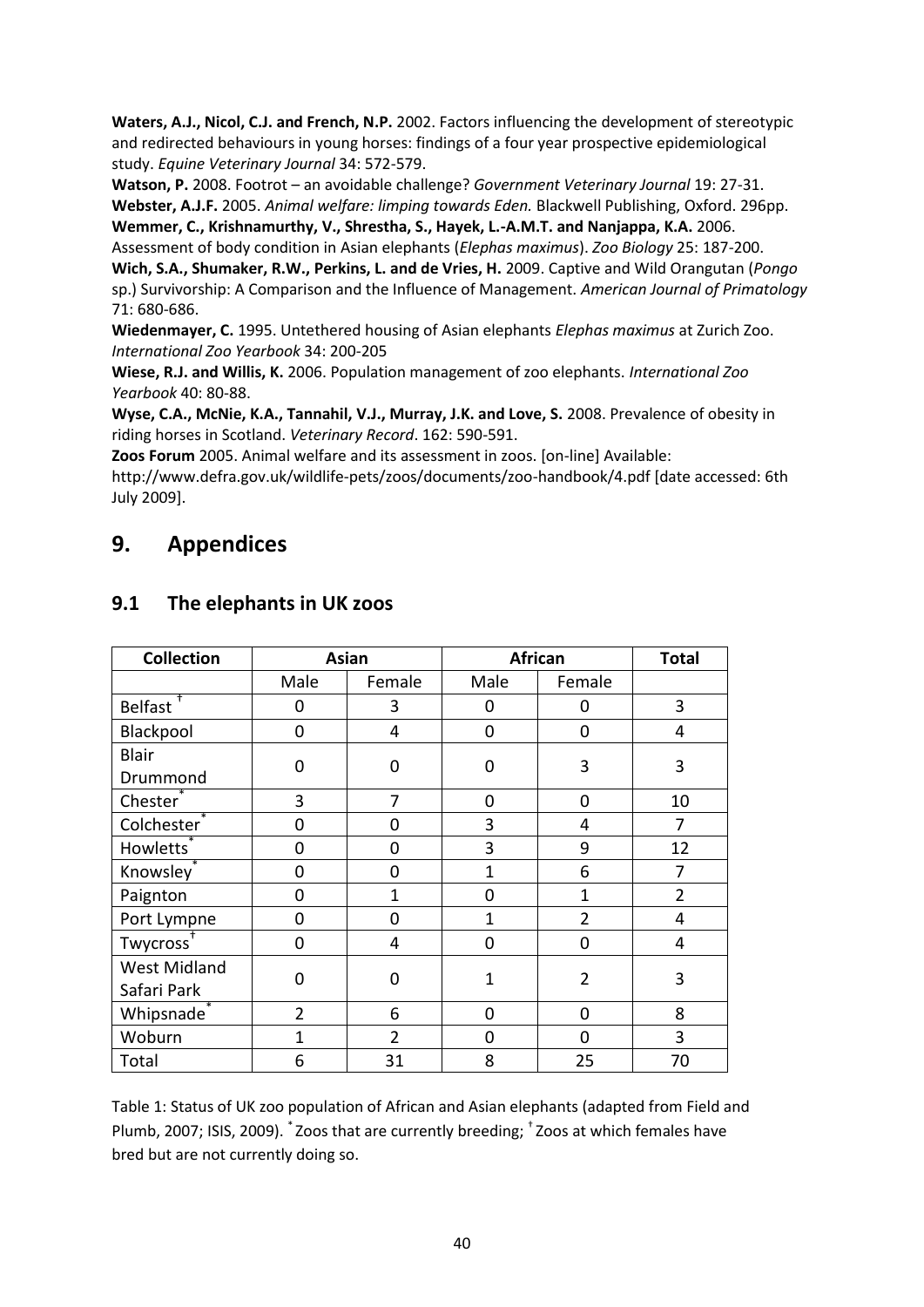**Waters, A.J., Nicol, C.J. and French, N.P.** 2002. Factors influencing the development of stereotypic and redirected behaviours in young horses: findings of a four year prospective epidemiological study. *Equine Veterinary Journal* 34: 572-579.

**Watson, P.** 2008. Footrot – an avoidable challenge? *Government Veterinary Journal* 19: 27-31.

**Webster, A.J.F.** 2005. *Animal welfare: limping towards Eden.* Blackwell Publishing, Oxford. 296pp.

**Wemmer, C., Krishnamurthy, V., Shrestha, S., Hayek, L.-A.M.T. and Nanjappa, K.A.** 2006. Assessment of body condition in Asian elephants (*Elephas maximus*). *Zoo Biology* 25: 187-200.

**Wich, S.A., Shumaker, R.W., Perkins, L. and de Vries, H.** 2009. Captive and Wild Orangutan (*Pongo* sp.) Survivorship: A Comparison and the Influence of Management. *American Journal of Primatology* 71: 680-686.

**Wiedenmayer, C.** 1995. Untethered housing of Asian elephants *Elephas maximus* at Zurich Zoo. *International Zoo Yearbook* 34: 200-205

**Wiese, R.J. and Willis, K.** 2006. Population management of zoo elephants. *International Zoo Yearbook* 40: 80-88.

**Wyse, C.A., McNie, K.A., Tannahil, V.J., Murray, J.K. and Love, S.** 2008. Prevalence of obesity in riding horses in Scotland. *Veterinary Record*. 162: 590-591.

**Zoos Forum** 2005. Animal welfare and its assessment in zoos. [on-line] Available: http://www.defra.gov.uk/wildlife-pets/zoos/documents/zoo-handbook/4.pdf [date accessed: 6th July 2009].

# 9. Appendices

## 9.1 The elephants in UK zoos

| Collection | Asian | | African | | Total |
|---|---|---|---|---|---|
| | Male | Female | Male | Female | |
| Belfast † | 0 | 3 | 0 | 0 | 3 |
| Blackpool | 0 | 4 | 0 | 0 | 4 |
| Blair Drummond | 0 | 0 | 0 | 3 | 3 |
| Chester * | 3 | 7 | 0 | 0 | 10 |
| Colchester * | 0 | 0 | 3 | 4 | 7 |
| Howletts * | 0 | 0 | 3 | 9 | 12 |
| Knowsley * | 0 | 0 | 1 | 6 | 7 |
| Paignton | 0 | 1 | 0 | 1 | 2 |
| Port Lympne | 0 | 0 | 1 | 2 | 4 |
| Twycross † | 0 | 4 | 0 | 0 | 4 |
| West Midland Safari Park | 0 | 0 | 1 | 2 | 3 |
| Whipsnade * | 2 | 6 | 0 | 0 | 8 |
| Woburn | 1 | 2 | 0 | 0 | 3 |
| Total | 6 | 31 | 8 | 25 | 70 |

Table 1: Status of UK zoo population of African and Asian elephants (adapted from Field and Plumb, 2007; ISIS, 2009). * Zoos that are currently breeding; † Zoos at which females have bred but are not currently doing so.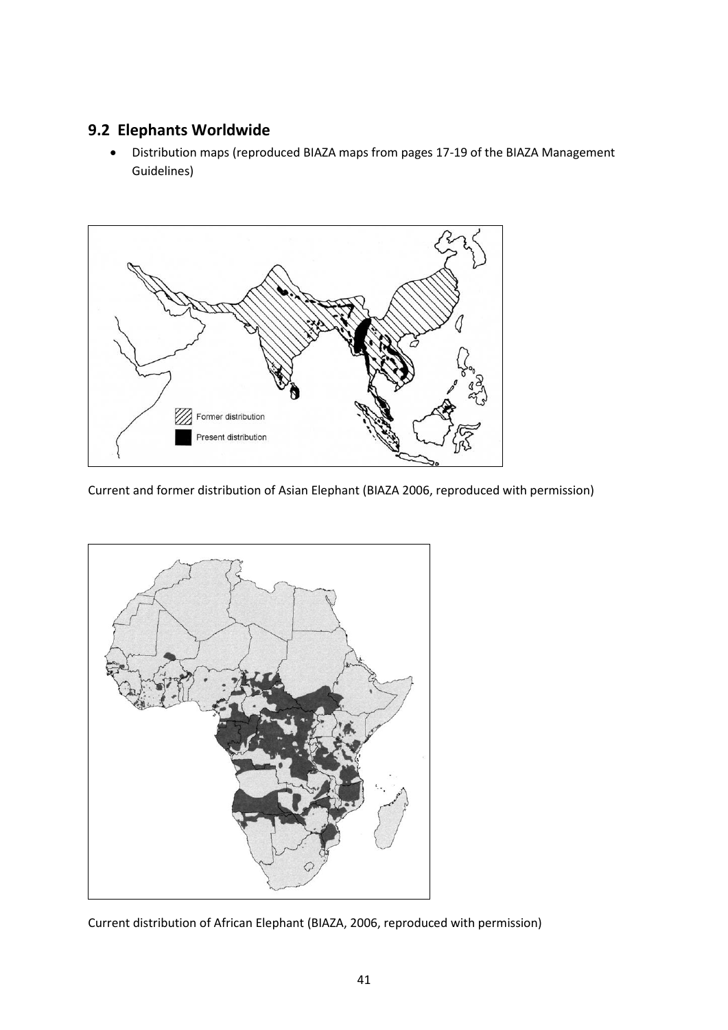## 9.2 Elephants Worldwide

- Distribution maps (reproduced BIAZA maps from pages 17-19 of the BIAZA Management Guidelines)

Current and former distribution of Asian Elephant (BIAZA 2006, reproduced with permission)

Current distribution of African Elephant (BIAZA, 2006, reproduced with permission)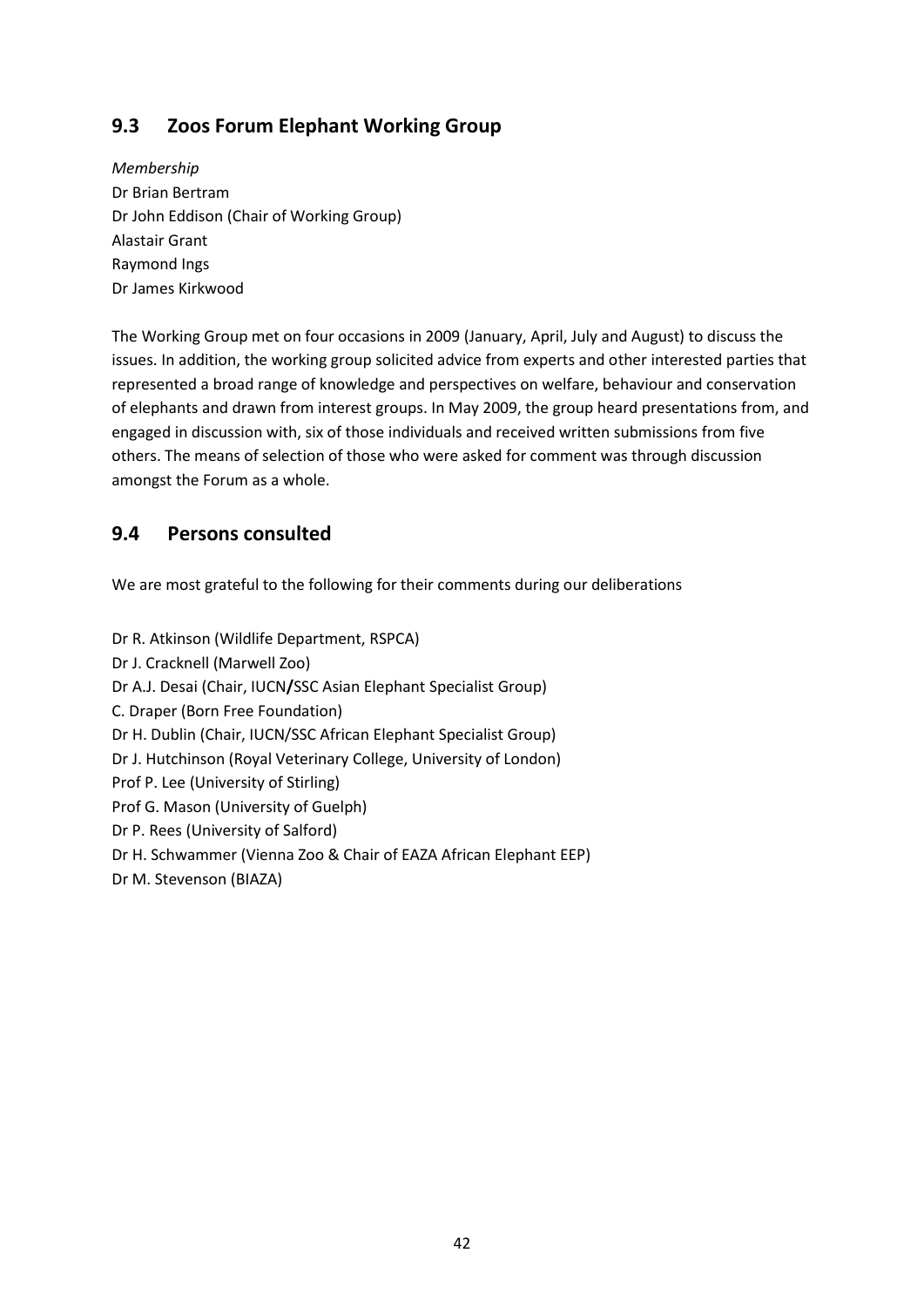## 9.3 Zoos Forum Elephant Working Group

*Membership*
Dr Brian Bertram
Dr John Eddison (Chair of Working Group)
Alastair Grant
Raymond Ings
Dr James Kirkwood

The Working Group met on four occasions in 2009 (January, April, July and August) to discuss the issues. In addition, the working group solicited advice from experts and other interested parties that represented a broad range of knowledge and perspectives on welfare, behaviour and conservation of elephants and drawn from interest groups. In May 2009, the group heard presentations from, and engaged in discussion with, six of those individuals and received written submissions from five others. The means of selection of those who were asked for comment was through discussion amongst the Forum as a whole.

## 9.4 Persons consulted

We are most grateful to the following for their comments during our deliberations

Dr R. Atkinson (Wildlife Department, RSPCA)
Dr J. Cracknell (Marwell Zoo)
Dr A.J. Desai (Chair, IUCN**/**SSC Asian Elephant Specialist Group)
C. Draper (Born Free Foundation)
Dr H. Dublin (Chair, IUCN/SSC African Elephant Specialist Group)
Dr J. Hutchinson (Royal Veterinary College, University of London)
Prof P. Lee (University of Stirling)
Prof G. Mason (University of Guelph)
Dr P. Rees (University of Salford)
Dr H. Schwammer (Vienna Zoo & Chair of EAZA African Elephant EEP)
Dr M. Stevenson (BIAZA)